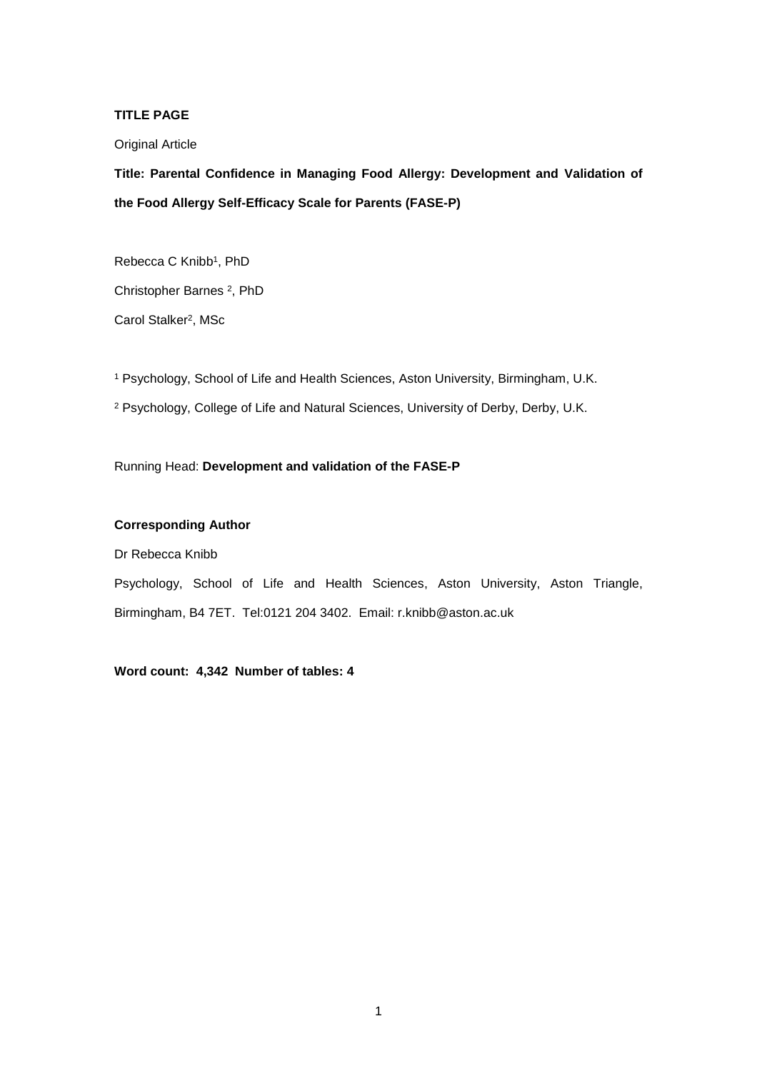**TITLE PAGE**

Original Article

**Title: Parental Confidence in Managing Food Allergy: Development and Validation of the Food Allergy Self-Efficacy Scale for Parents (FASE-P)**

Rebecca C Knibb[1], PhD

Christopher Barnes [2], PhD

Carol Stalker[2], MSc

[1] Psychology, School of Life and Health Sciences, Aston University, Birmingham, U.K.

[2] Psychology, College of Life and Natural Sciences, University of Derby, Derby, U.K.

Running Head: **Development and validation of the FASE-P**

**Corresponding Author**

Dr Rebecca Knibb

Psychology, School of Life and Health Sciences, Aston University, Aston Triangle, Birmingham, B4 7ET. Tel:0121 204 3402. Email: r.knibb@aston.ac.uk

**Word count: 4,342 Number of tables: 4**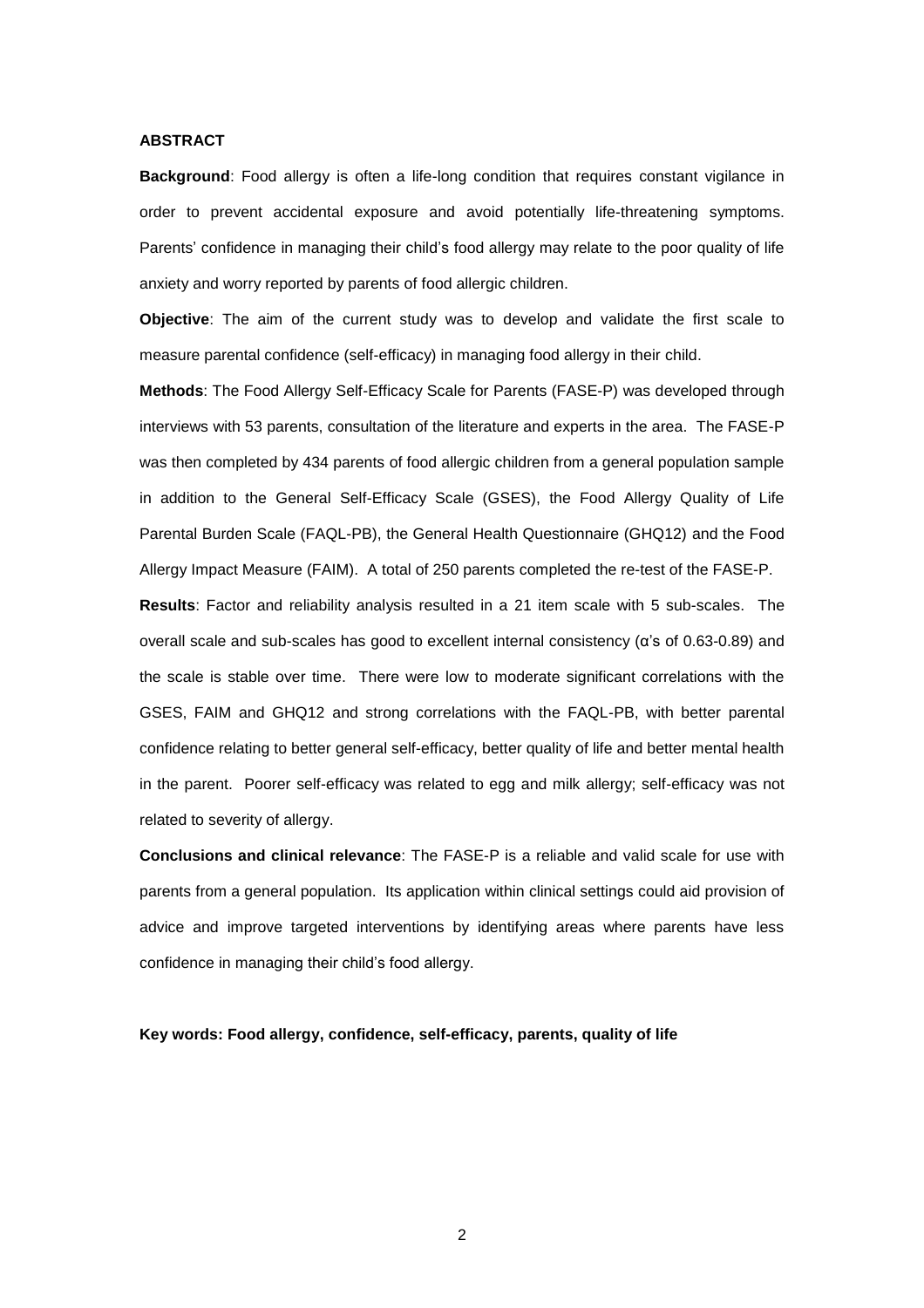**ABSTRACT**

**Background**: Food allergy is often a life-long condition that requires constant vigilance in order to prevent accidental exposure and avoid potentially life-threatening symptoms. Parents' confidence in managing their child's food allergy may relate to the poor quality of life anxiety and worry reported by parents of food allergic children.

**Objective**: The aim of the current study was to develop and validate the first scale to measure parental confidence (self-efficacy) in managing food allergy in their child.

**Methods**: The Food Allergy Self-Efficacy Scale for Parents (FASE-P) was developed through interviews with 53 parents, consultation of the literature and experts in the area. The FASE-P was then completed by 434 parents of food allergic children from a general population sample in addition to the General Self-Efficacy Scale (GSES), the Food Allergy Quality of Life Parental Burden Scale (FAQL-PB), the General Health Questionnaire (GHQ12) and the Food Allergy Impact Measure (FAIM). A total of 250 parents completed the re-test of the FASE-P.

**Results**: Factor and reliability analysis resulted in a 21 item scale with 5 sub-scales. The overall scale and sub-scales has good to excellent internal consistency (α's of 0.63-0.89) and the scale is stable over time. There were low to moderate significant correlations with the GSES, FAIM and GHQ12 and strong correlations with the FAQL-PB, with better parental confidence relating to better general self-efficacy, better quality of life and better mental health in the parent. Poorer self-efficacy was related to egg and milk allergy; self-efficacy was not related to severity of allergy.

**Conclusions and clinical relevance**: The FASE-P is a reliable and valid scale for use with parents from a general population. Its application within clinical settings could aid provision of advice and improve targeted interventions by identifying areas where parents have less confidence in managing their child's food allergy.

**Key words: Food allergy, confidence, self-efficacy, parents, quality of life**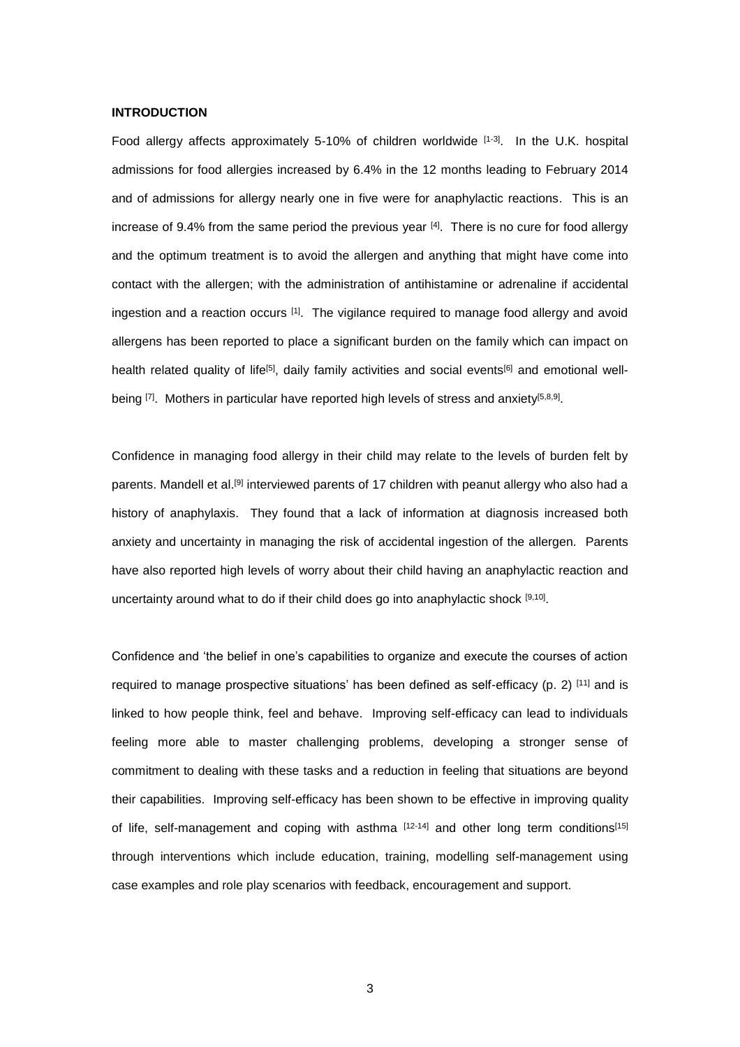## INTRODUCTION

Food allergy affects approximately 5-10% of children worldwide [1-3]. In the U.K. hospital admissions for food allergies increased by 6.4% in the 12 months leading to February 2014 and of admissions for allergy nearly one in five were for anaphylactic reactions. This is an increase of 9.4% from the same period the previous year [4]. There is no cure for food allergy and the optimum treatment is to avoid the allergen and anything that might have come into contact with the allergen; with the administration of antihistamine or adrenaline if accidental ingestion and a reaction occurs [1]. The vigilance required to manage food allergy and avoid allergens has been reported to place a significant burden on the family which can impact on health related quality of life[5], daily family activities and social events[6] and emotional well-being [7]. Mothers in particular have reported high levels of stress and anxiety[5,8,9].

Confidence in managing food allergy in their child may relate to the levels of burden felt by parents. Mandell et al.[9] interviewed parents of 17 children with peanut allergy who also had a history of anaphylaxis. They found that a lack of information at diagnosis increased both anxiety and uncertainty in managing the risk of accidental ingestion of the allergen. Parents have also reported high levels of worry about their child having an anaphylactic reaction and uncertainty around what to do if their child does go into anaphylactic shock [9,10].

Confidence and 'the belief in one's capabilities to organize and execute the courses of action required to manage prospective situations' has been defined as self-efficacy (p. 2) [11] and is linked to how people think, feel and behave. Improving self-efficacy can lead to individuals feeling more able to master challenging problems, developing a stronger sense of commitment to dealing with these tasks and a reduction in feeling that situations are beyond their capabilities. Improving self-efficacy has been shown to be effective in improving quality of life, self-management and coping with asthma [12-14] and other long term conditions[15] through interventions which include education, training, modelling self-management using case examples and role play scenarios with feedback, encouragement and support.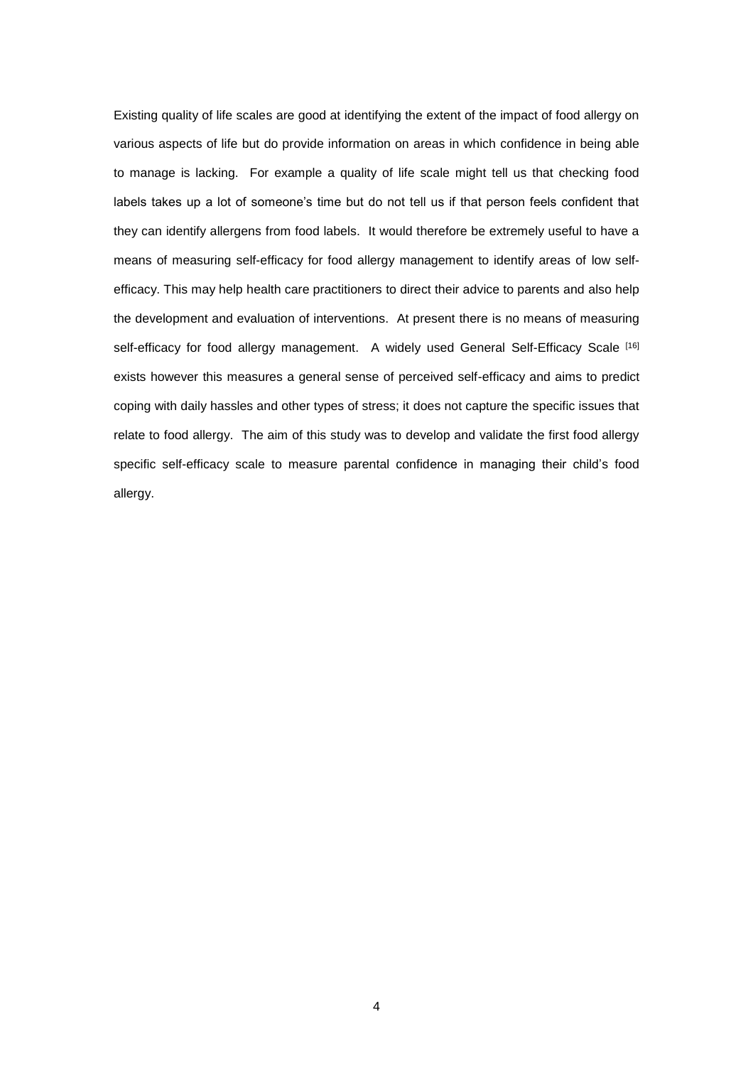Existing quality of life scales are good at identifying the extent of the impact of food allergy on various aspects of life but do provide information on areas in which confidence in being able to manage is lacking. For example a quality of life scale might tell us that checking food labels takes up a lot of someone's time but do not tell us if that person feels confident that they can identify allergens from food labels. It would therefore be extremely useful to have a means of measuring self-efficacy for food allergy management to identify areas of low self-efficacy. This may help health care practitioners to direct their advice to parents and also help the development and evaluation of interventions. At present there is no means of measuring self-efficacy for food allergy management. A widely used General Self-Efficacy Scale [16] exists however this measures a general sense of perceived self-efficacy and aims to predict coping with daily hassles and other types of stress; it does not capture the specific issues that relate to food allergy. The aim of this study was to develop and validate the first food allergy specific self-efficacy scale to measure parental confidence in managing their child's food allergy.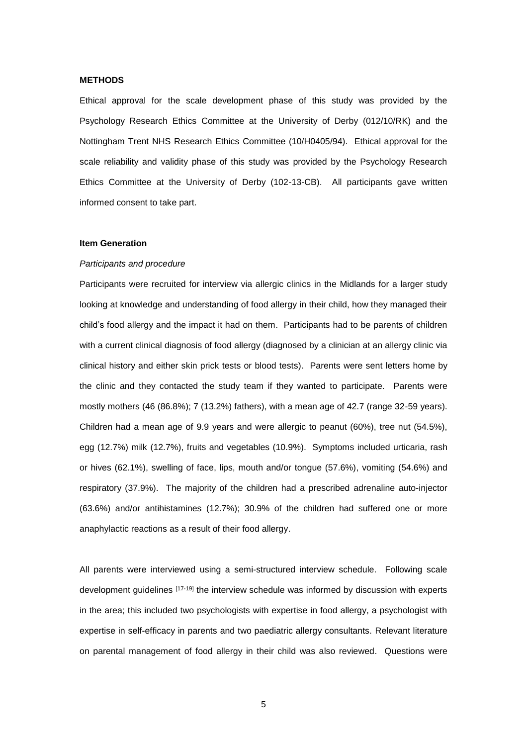## METHODS

Ethical approval for the scale development phase of this study was provided by the Psychology Research Ethics Committee at the University of Derby (012/10/RK) and the Nottingham Trent NHS Research Ethics Committee (10/H0405/94). Ethical approval for the scale reliability and validity phase of this study was provided by the Psychology Research Ethics Committee at the University of Derby (102-13-CB). All participants gave written informed consent to take part.

### Item Generation

*Participants and procedure*

Participants were recruited for interview via allergic clinics in the Midlands for a larger study looking at knowledge and understanding of food allergy in their child, how they managed their child's food allergy and the impact it had on them. Participants had to be parents of children with a current clinical diagnosis of food allergy (diagnosed by a clinician at an allergy clinic via clinical history and either skin prick tests or blood tests). Parents were sent letters home by the clinic and they contacted the study team if they wanted to participate. Parents were mostly mothers (46 (86.8%); 7 (13.2%) fathers), with a mean age of 42.7 (range 32-59 years). Children had a mean age of 9.9 years and were allergic to peanut (60%), tree nut (54.5%), egg (12.7%) milk (12.7%), fruits and vegetables (10.9%). Symptoms included urticaria, rash or hives (62.1%), swelling of face, lips, mouth and/or tongue (57.6%), vomiting (54.6%) and respiratory (37.9%). The majority of the children had a prescribed adrenaline auto-injector (63.6%) and/or antihistamines (12.7%); 30.9% of the children had suffered one or more anaphylactic reactions as a result of their food allergy.

All parents were interviewed using a semi-structured interview schedule. Following scale development guidelines [17-19] the interview schedule was informed by discussion with experts in the area; this included two psychologists with expertise in food allergy, a psychologist with expertise in self-efficacy in parents and two paediatric allergy consultants. Relevant literature on parental management of food allergy in their child was also reviewed. Questions were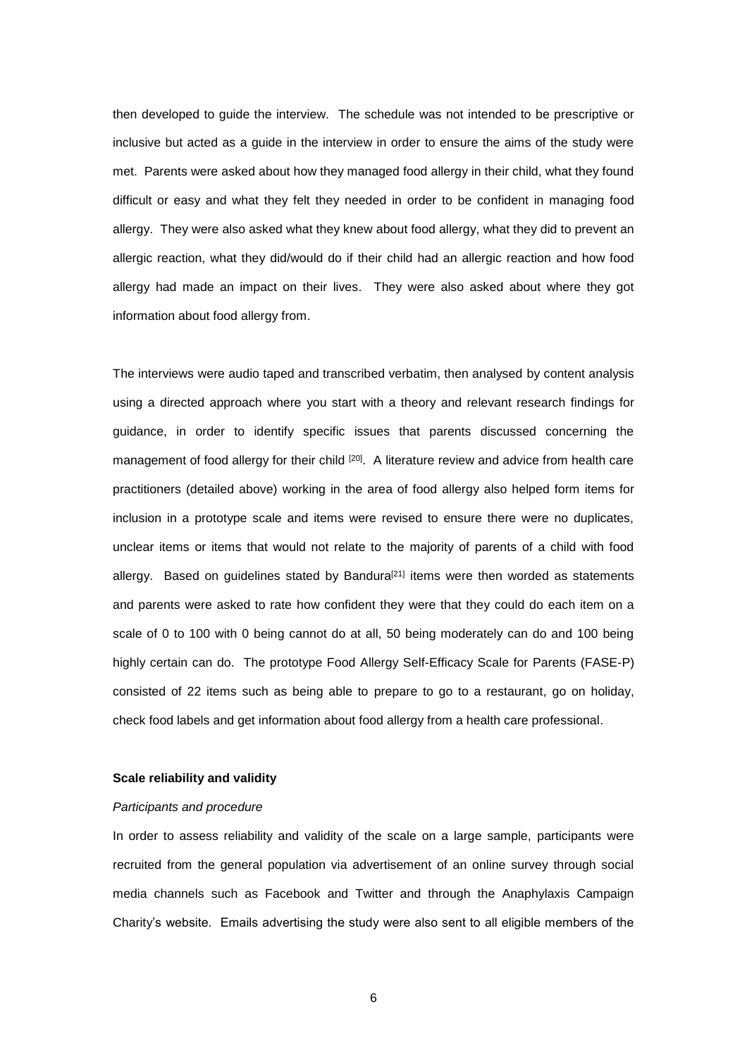then developed to guide the interview. The schedule was not intended to be prescriptive or inclusive but acted as a guide in the interview in order to ensure the aims of the study were met. Parents were asked about how they managed food allergy in their child, what they found difficult or easy and what they felt they needed in order to be confident in managing food allergy. They were also asked what they knew about food allergy, what they did to prevent an allergic reaction, what they did/would do if their child had an allergic reaction and how food allergy had made an impact on their lives. They were also asked about where they got information about food allergy from.

The interviews were audio taped and transcribed verbatim, then analysed by content analysis using a directed approach where you start with a theory and relevant research findings for guidance, in order to identify specific issues that parents discussed concerning the management of food allergy for their child [20]. A literature review and advice from health care practitioners (detailed above) working in the area of food allergy also helped form items for inclusion in a prototype scale and items were revised to ensure there were no duplicates, unclear items or items that would not relate to the majority of parents of a child with food allergy. Based on guidelines stated by Bandura[21] items were then worded as statements and parents were asked to rate how confident they were that they could do each item on a scale of 0 to 100 with 0 being cannot do at all, 50 being moderately can do and 100 being highly certain can do. The prototype Food Allergy Self-Efficacy Scale for Parents (FASE-P) consisted of 22 items such as being able to prepare to go to a restaurant, go on holiday, check food labels and get information about food allergy from a health care professional.

**Scale reliability and validity**

*Participants and procedure*

In order to assess reliability and validity of the scale on a large sample, participants were recruited from the general population via advertisement of an online survey through social media channels such as Facebook and Twitter and through the Anaphylaxis Campaign Charity's website. Emails advertising the study were also sent to all eligible members of the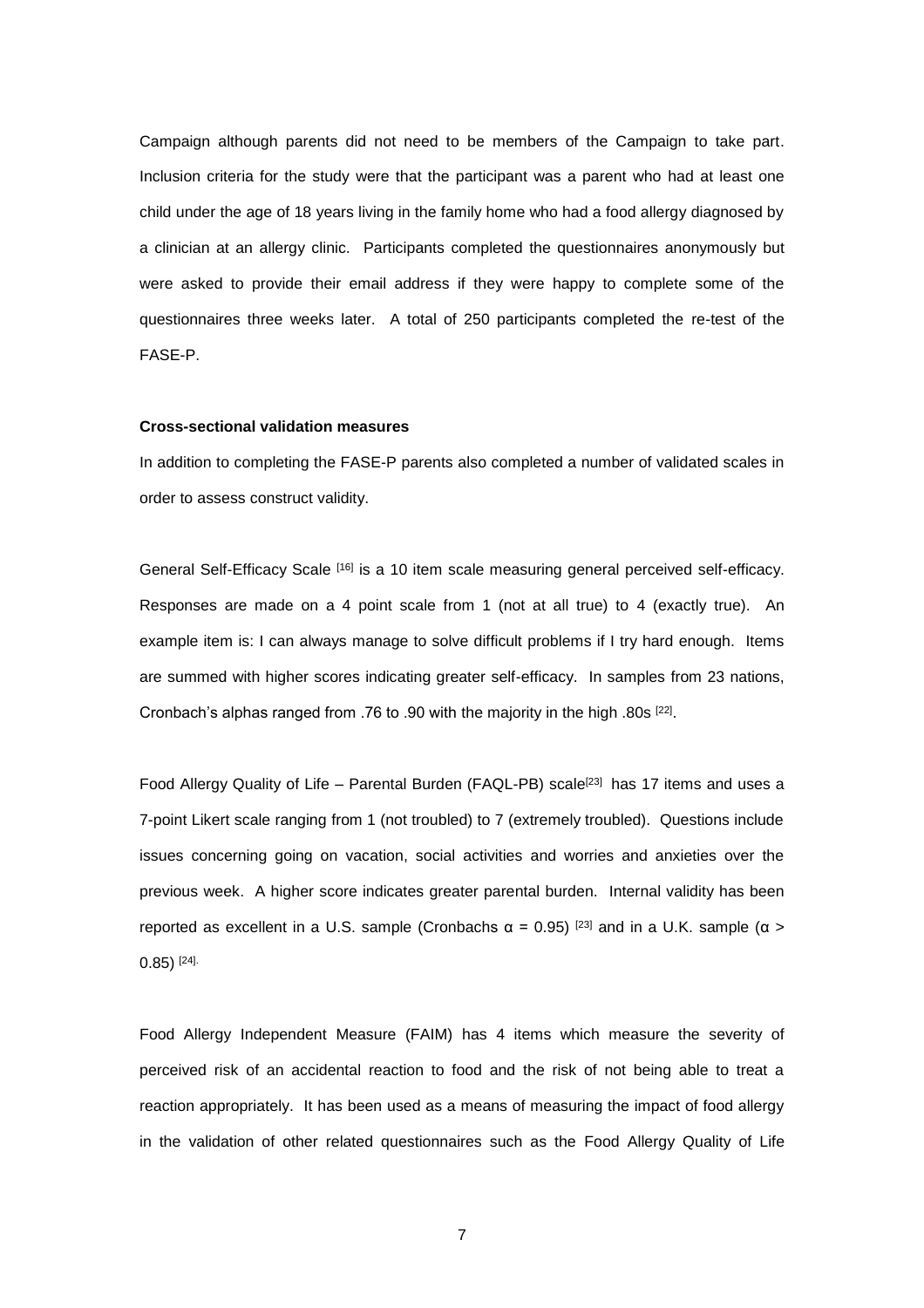Campaign although parents did not need to be members of the Campaign to take part. Inclusion criteria for the study were that the participant was a parent who had at least one child under the age of 18 years living in the family home who had a food allergy diagnosed by a clinician at an allergy clinic. Participants completed the questionnaires anonymously but were asked to provide their email address if they were happy to complete some of the questionnaires three weeks later. A total of 250 participants completed the re-test of the FASE-P.

**Cross-sectional validation measures**

In addition to completing the FASE-P parents also completed a number of validated scales in order to assess construct validity.

General Self-Efficacy Scale [16] is a 10 item scale measuring general perceived self-efficacy. Responses are made on a 4 point scale from 1 (not at all true) to 4 (exactly true). An example item is: I can always manage to solve difficult problems if I try hard enough. Items are summed with higher scores indicating greater self-efficacy. In samples from 23 nations, Cronbach's alphas ranged from .76 to .90 with the majority in the high .80s [22].

Food Allergy Quality of Life – Parental Burden (FAQL-PB) scale[23] has 17 items and uses a 7-point Likert scale ranging from 1 (not troubled) to 7 (extremely troubled). Questions include issues concerning going on vacation, social activities and worries and anxieties over the previous week. A higher score indicates greater parental burden. Internal validity has been reported as excellent in a U.S. sample (Cronbachs $\alpha = 0.95$) [23] and in a U.K. sample ($\alpha > 0.85$) [24].

Food Allergy Independent Measure (FAIM) has 4 items which measure the severity of perceived risk of an accidental reaction to food and the risk of not being able to treat a reaction appropriately. It has been used as a means of measuring the impact of food allergy in the validation of other related questionnaires such as the Food Allergy Quality of Life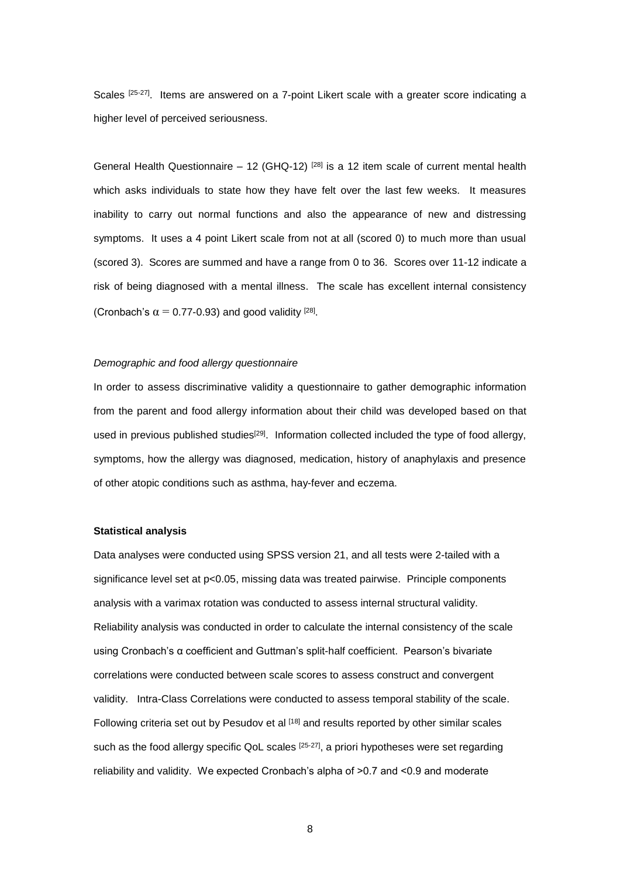Scales [25-27]. Items are answered on a 7-point Likert scale with a greater score indicating a higher level of perceived seriousness.

General Health Questionnaire – 12 (GHQ-12) [28] is a 12 item scale of current mental health which asks individuals to state how they have felt over the last few weeks. It measures inability to carry out normal functions and also the appearance of new and distressing symptoms. It uses a 4 point Likert scale from not at all (scored 0) to much more than usual (scored 3). Scores are summed and have a range from 0 to 36. Scores over 11-12 indicate a risk of being diagnosed with a mental illness. The scale has excellent internal consistency (Cronbach's $\alpha = 0.77$-$0.93$) and good validity [28].

*Demographic and food allergy questionnaire*

In order to assess discriminative validity a questionnaire to gather demographic information from the parent and food allergy information about their child was developed based on that used in previous published studies[29]. Information collected included the type of food allergy, symptoms, how the allergy was diagnosed, medication, history of anaphylaxis and presence of other atopic conditions such as asthma, hay-fever and eczema.

**Statistical analysis**

Data analyses were conducted using SPSS version 21, and all tests were 2-tailed with a significance level set at $p<0.05$, missing data was treated pairwise. Principle components analysis with a varimax rotation was conducted to assess internal structural validity. Reliability analysis was conducted in order to calculate the internal consistency of the scale using Cronbach's α coefficient and Guttman's split-half coefficient. Pearson's bivariate correlations were conducted between scale scores to assess construct and convergent validity. Intra-Class Correlations were conducted to assess temporal stability of the scale. Following criteria set out by Pesudov et al [18] and results reported by other similar scales such as the food allergy specific QoL scales [25-27], a priori hypotheses were set regarding reliability and validity. We expected Cronbach's alpha of >0.7 and <0.9 and moderate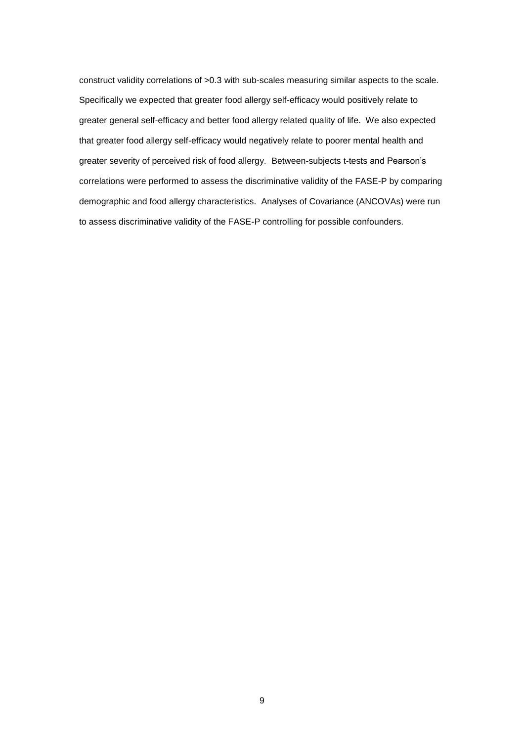construct validity correlations of >0.3 with sub-scales measuring similar aspects to the scale. Specifically we expected that greater food allergy self-efficacy would positively relate to greater general self-efficacy and better food allergy related quality of life. We also expected that greater food allergy self-efficacy would negatively relate to poorer mental health and greater severity of perceived risk of food allergy. Between-subjects t-tests and Pearson's correlations were performed to assess the discriminative validity of the FASE-P by comparing demographic and food allergy characteristics. Analyses of Covariance (ANCOVAs) were run to assess discriminative validity of the FASE-P controlling for possible confounders.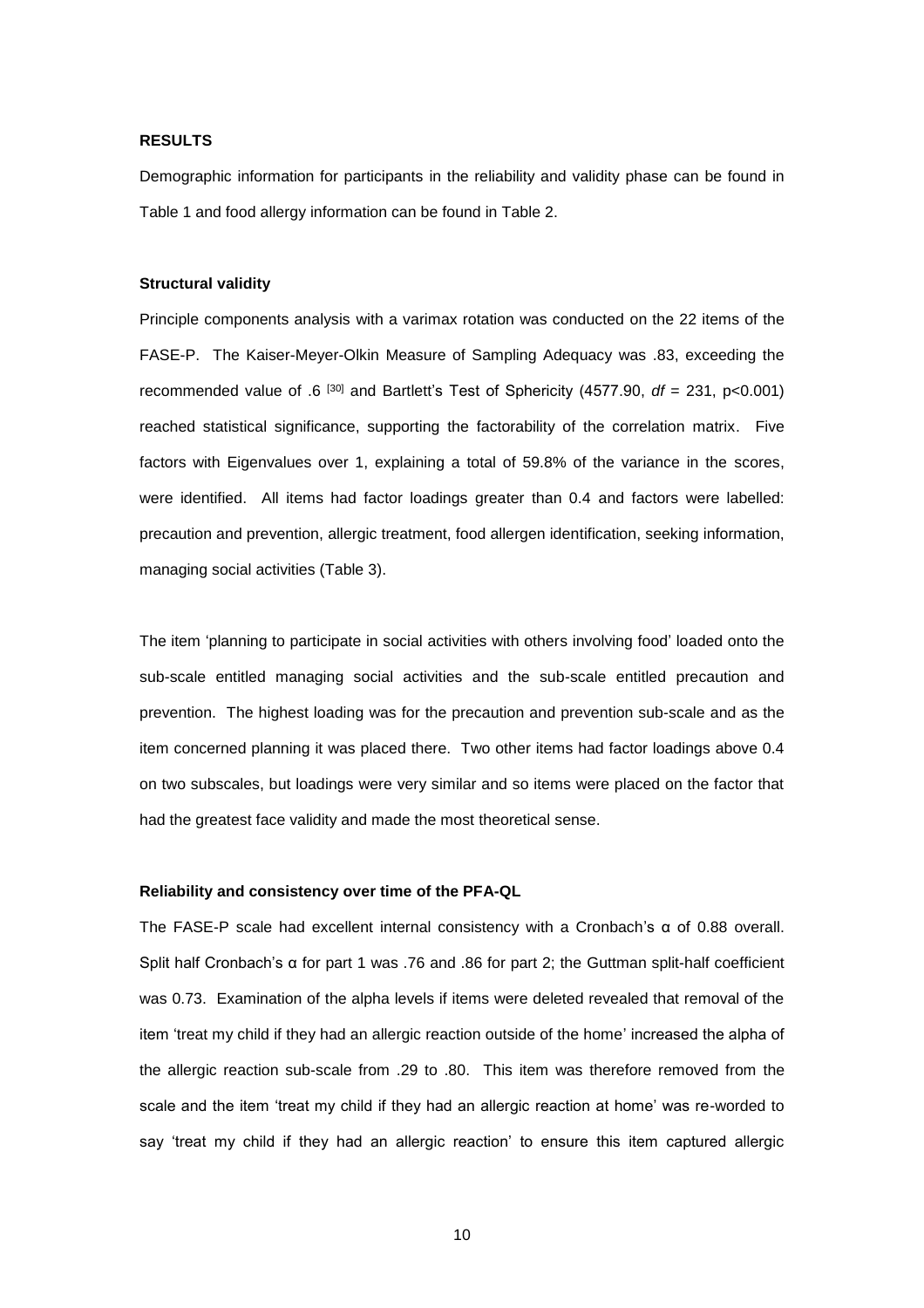## RESULTS

Demographic information for participants in the reliability and validity phase can be found in Table 1 and food allergy information can be found in Table 2.

### Structural validity

Principle components analysis with a varimax rotation was conducted on the 22 items of the FASE-P. The Kaiser-Meyer-Olkin Measure of Sampling Adequacy was .83, exceeding the recommended value of .6 [30] and Bartlett's Test of Sphericity (4577.90, $df$ = 231, p<0.001) reached statistical significance, supporting the factorability of the correlation matrix. Five factors with Eigenvalues over 1, explaining a total of 59.8% of the variance in the scores, were identified. All items had factor loadings greater than 0.4 and factors were labelled: precaution and prevention, allergic treatment, food allergen identification, seeking information, managing social activities (Table 3).

The item 'planning to participate in social activities with others involving food' loaded onto the sub-scale entitled managing social activities and the sub-scale entitled precaution and prevention. The highest loading was for the precaution and prevention sub-scale and as the item concerned planning it was placed there. Two other items had factor loadings above 0.4 on two subscales, but loadings were very similar and so items were placed on the factor that had the greatest face validity and made the most theoretical sense.

### Reliability and consistency over time of the PFA-QL

The FASE-P scale had excellent internal consistency with a Cronbach's α of 0.88 overall. Split half Cronbach's α for part 1 was .76 and .86 for part 2; the Guttman split-half coefficient was 0.73. Examination of the alpha levels if items were deleted revealed that removal of the item 'treat my child if they had an allergic reaction outside of the home' increased the alpha of the allergic reaction sub-scale from .29 to .80. This item was therefore removed from the scale and the item 'treat my child if they had an allergic reaction at home' was re-worded to say 'treat my child if they had an allergic reaction' to ensure this item captured allergic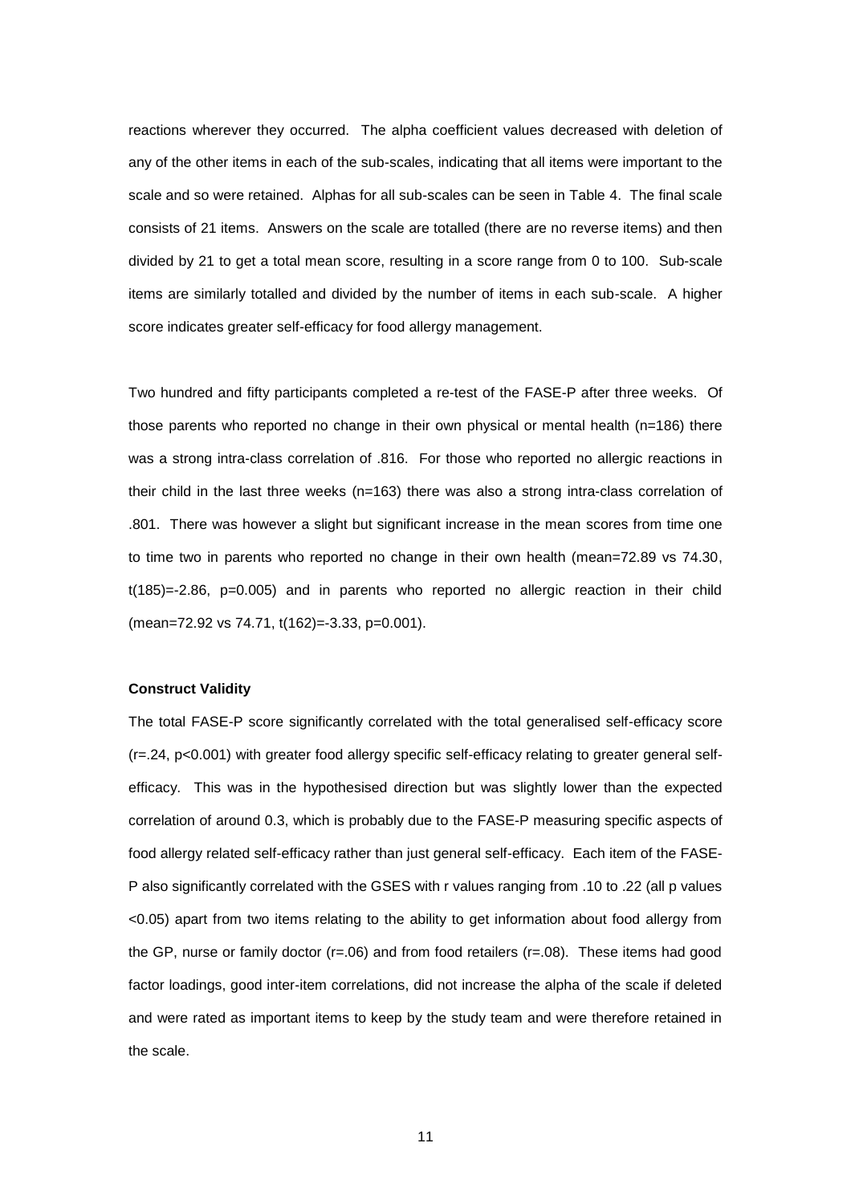reactions wherever they occurred. The alpha coefficient values decreased with deletion of any of the other items in each of the sub-scales, indicating that all items were important to the scale and so were retained. Alphas for all sub-scales can be seen in Table 4. The final scale consists of 21 items. Answers on the scale are totalled (there are no reverse items) and then divided by 21 to get a total mean score, resulting in a score range from 0 to 100. Sub-scale items are similarly totalled and divided by the number of items in each sub-scale. A higher score indicates greater self-efficacy for food allergy management.

Two hundred and fifty participants completed a re-test of the FASE-P after three weeks. Of those parents who reported no change in their own physical or mental health (n=186) there was a strong intra-class correlation of .816. For those who reported no allergic reactions in their child in the last three weeks (n=163) there was also a strong intra-class correlation of .801. There was however a slight but significant increase in the mean scores from time one to time two in parents who reported no change in their own health (mean=72.89 vs 74.30, $t(185)=-2.86$, $p=0.005$) and in parents who reported no allergic reaction in their child (mean=72.92 vs 74.71, $t(162)=-3.33$, $p=0.001$).

**Construct Validity**

The total FASE-P score significantly correlated with the total generalised self-efficacy score ($r=.24$, $p<0.001$) with greater food allergy specific self-efficacy relating to greater general self-efficacy. This was in the hypothesised direction but was slightly lower than the expected correlation of around 0.3, which is probably due to the FASE-P measuring specific aspects of food allergy related self-efficacy rather than just general self-efficacy. Each item of the FASE-P also significantly correlated with the GSES with r values ranging from .10 to .22 (all p values <0.05) apart from two items relating to the ability to get information about food allergy from the GP, nurse or family doctor ($r=.06$) and from food retailers ($r=.08$). These items had good factor loadings, good inter-item correlations, did not increase the alpha of the scale if deleted and were rated as important items to keep by the study team and were therefore retained in the scale.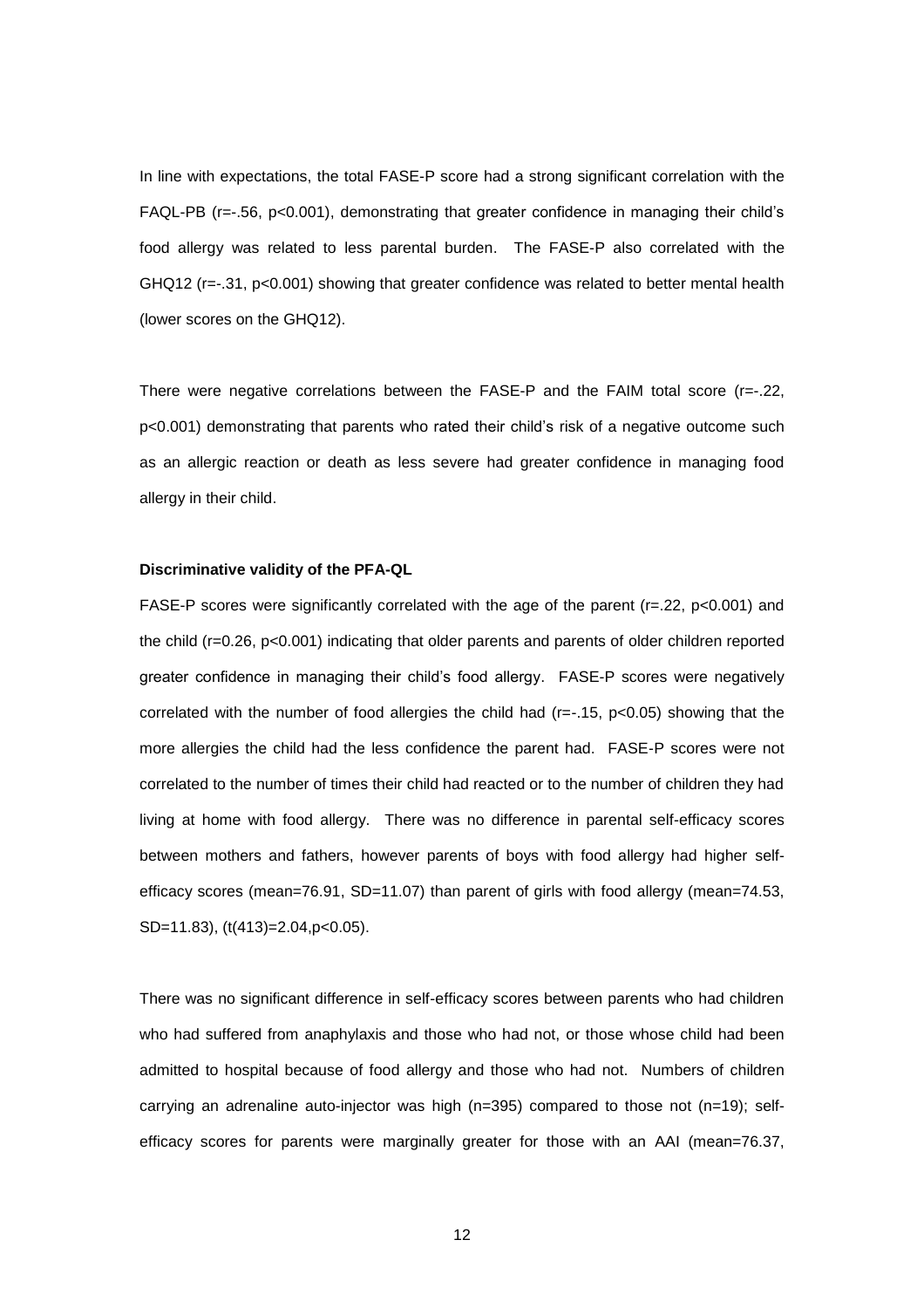In line with expectations, the total FASE-P score had a strong significant correlation with the FAQL-PB ($r=-.56$, $p<0.001$), demonstrating that greater confidence in managing their child's food allergy was related to less parental burden. The FASE-P also correlated with the GHQ12 ($r=-.31$, $p<0.001$) showing that greater confidence was related to better mental health (lower scores on the GHQ12).

There were negative correlations between the FASE-P and the FAIM total score ($r=-.22$, $p<0.001$) demonstrating that parents who rated their child's risk of a negative outcome such as an allergic reaction or death as less severe had greater confidence in managing food allergy in their child.

**Discriminative validity of the PFA-QL**

FASE-P scores were significantly correlated with the age of the parent ($r=.22$, $p<0.001$) and the child ($r=0.26$, $p<0.001$) indicating that older parents and parents of older children reported greater confidence in managing their child's food allergy. FASE-P scores were negatively correlated with the number of food allergies the child had ($r=-.15$, $p<0.05$) showing that the more allergies the child had the less confidence the parent had. FASE-P scores were not correlated to the number of times their child had reacted or to the number of children they had living at home with food allergy. There was no difference in parental self-efficacy scores between mothers and fathers, however parents of boys with food allergy had higher self-efficacy scores (mean=76.91, SD=11.07) than parent of girls with food allergy (mean=74.53, SD=11.83), ($t(413)=2.04$, $p<0.05$).

There was no significant difference in self-efficacy scores between parents who had children who had suffered from anaphylaxis and those who had not, or those whose child had been admitted to hospital because of food allergy and those who had not. Numbers of children carrying an adrenaline auto-injector was high (n=395) compared to those not (n=19); self-efficacy scores for parents were marginally greater for those with an AAI (mean=76.37,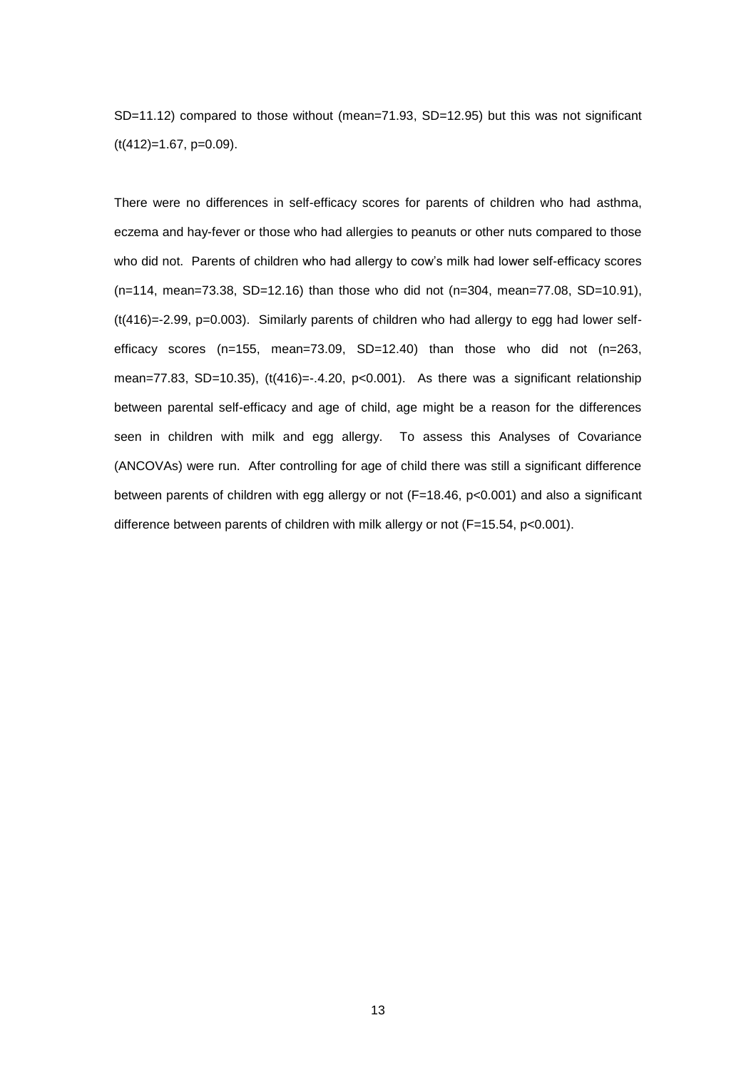SD=11.12) compared to those without (mean=71.93, SD=12.95) but this was not significant ($t(412)=1.67$, $p=0.09$).

There were no differences in self-efficacy scores for parents of children who had asthma, eczema and hay-fever or those who had allergies to peanuts or other nuts compared to those who did not. Parents of children who had allergy to cow's milk had lower self-efficacy scores (n=114, mean=73.38, SD=12.16) than those who did not (n=304, mean=77.08, SD=10.91), ($t(416)=-2.99$, $p=0.003$). Similarly parents of children who had allergy to egg had lower self-efficacy scores (n=155, mean=73.09, SD=12.40) than those who did not (n=263, mean=77.83, SD=10.35), ($t(416)=-.4.20$, $p<0.001$). As there was a significant relationship between parental self-efficacy and age of child, age might be a reason for the differences seen in children with milk and egg allergy. To assess this Analyses of Covariance (ANCOVAs) were run. After controlling for age of child there was still a significant difference between parents of children with egg allergy or not ($F=18.46$, $p<0.001$) and also a significant difference between parents of children with milk allergy or not ($F=15.54$, $p<0.001$).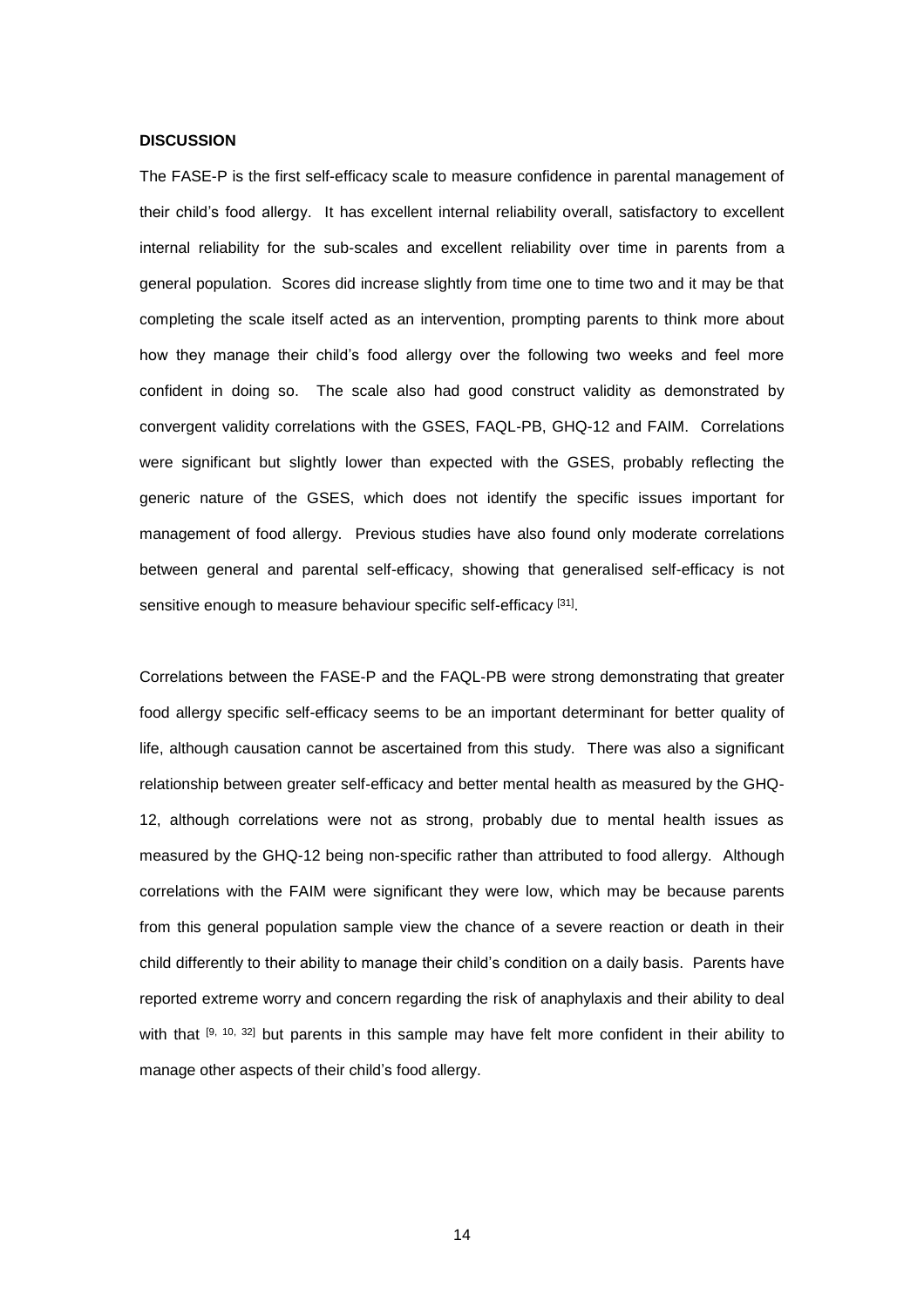**DISCUSSION**

The FASE-P is the first self-efficacy scale to measure confidence in parental management of their child's food allergy. It has excellent internal reliability overall, satisfactory to excellent internal reliability for the sub-scales and excellent reliability over time in parents from a general population. Scores did increase slightly from time one to time two and it may be that completing the scale itself acted as an intervention, prompting parents to think more about how they manage their child's food allergy over the following two weeks and feel more confident in doing so. The scale also had good construct validity as demonstrated by convergent validity correlations with the GSES, FAQL-PB, GHQ-12 and FAIM. Correlations were significant but slightly lower than expected with the GSES, probably reflecting the generic nature of the GSES, which does not identify the specific issues important for management of food allergy. Previous studies have also found only moderate correlations between general and parental self-efficacy, showing that generalised self-efficacy is not sensitive enough to measure behaviour specific self-efficacy [31].

Correlations between the FASE-P and the FAQL-PB were strong demonstrating that greater food allergy specific self-efficacy seems to be an important determinant for better quality of life, although causation cannot be ascertained from this study. There was also a significant relationship between greater self-efficacy and better mental health as measured by the GHQ-12, although correlations were not as strong, probably due to mental health issues as measured by the GHQ-12 being non-specific rather than attributed to food allergy. Although correlations with the FAIM were significant they were low, which may be because parents from this general population sample view the chance of a severe reaction or death in their child differently to their ability to manage their child's condition on a daily basis. Parents have reported extreme worry and concern regarding the risk of anaphylaxis and their ability to deal with that [9, 10, 32] but parents in this sample may have felt more confident in their ability to manage other aspects of their child's food allergy.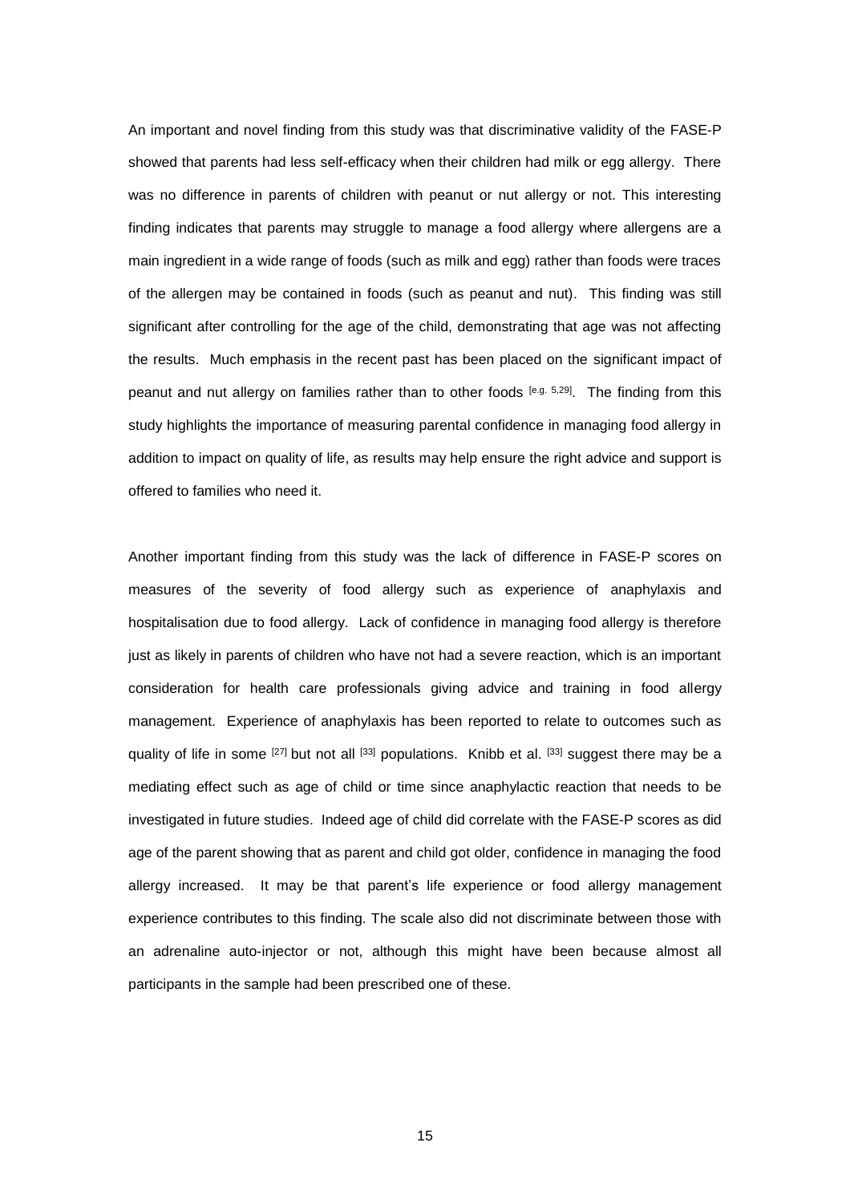An important and novel finding from this study was that discriminative validity of the FASE-P showed that parents had less self-efficacy when their children had milk or egg allergy. There was no difference in parents of children with peanut or nut allergy or not. This interesting finding indicates that parents may struggle to manage a food allergy where allergens are a main ingredient in a wide range of foods (such as milk and egg) rather than foods were traces of the allergen may be contained in foods (such as peanut and nut). This finding was still significant after controlling for the age of the child, demonstrating that age was not affecting the results. Much emphasis in the recent past has been placed on the significant impact of peanut and nut allergy on families rather than to other foods [e.g. 5,29]. The finding from this study highlights the importance of measuring parental confidence in managing food allergy in addition to impact on quality of life, as results may help ensure the right advice and support is offered to families who need it.

Another important finding from this study was the lack of difference in FASE-P scores on measures of the severity of food allergy such as experience of anaphylaxis and hospitalisation due to food allergy. Lack of confidence in managing food allergy is therefore just as likely in parents of children who have not had a severe reaction, which is an important consideration for health care professionals giving advice and training in food allergy management. Experience of anaphylaxis has been reported to relate to outcomes such as quality of life in some [27] but not all [33] populations. Knibb et al. [33] suggest there may be a mediating effect such as age of child or time since anaphylactic reaction that needs to be investigated in future studies. Indeed age of child did correlate with the FASE-P scores as did age of the parent showing that as parent and child got older, confidence in managing the food allergy increased. It may be that parent's life experience or food allergy management experience contributes to this finding. The scale also did not discriminate between those with an adrenaline auto-injector or not, although this might have been because almost all participants in the sample had been prescribed one of these.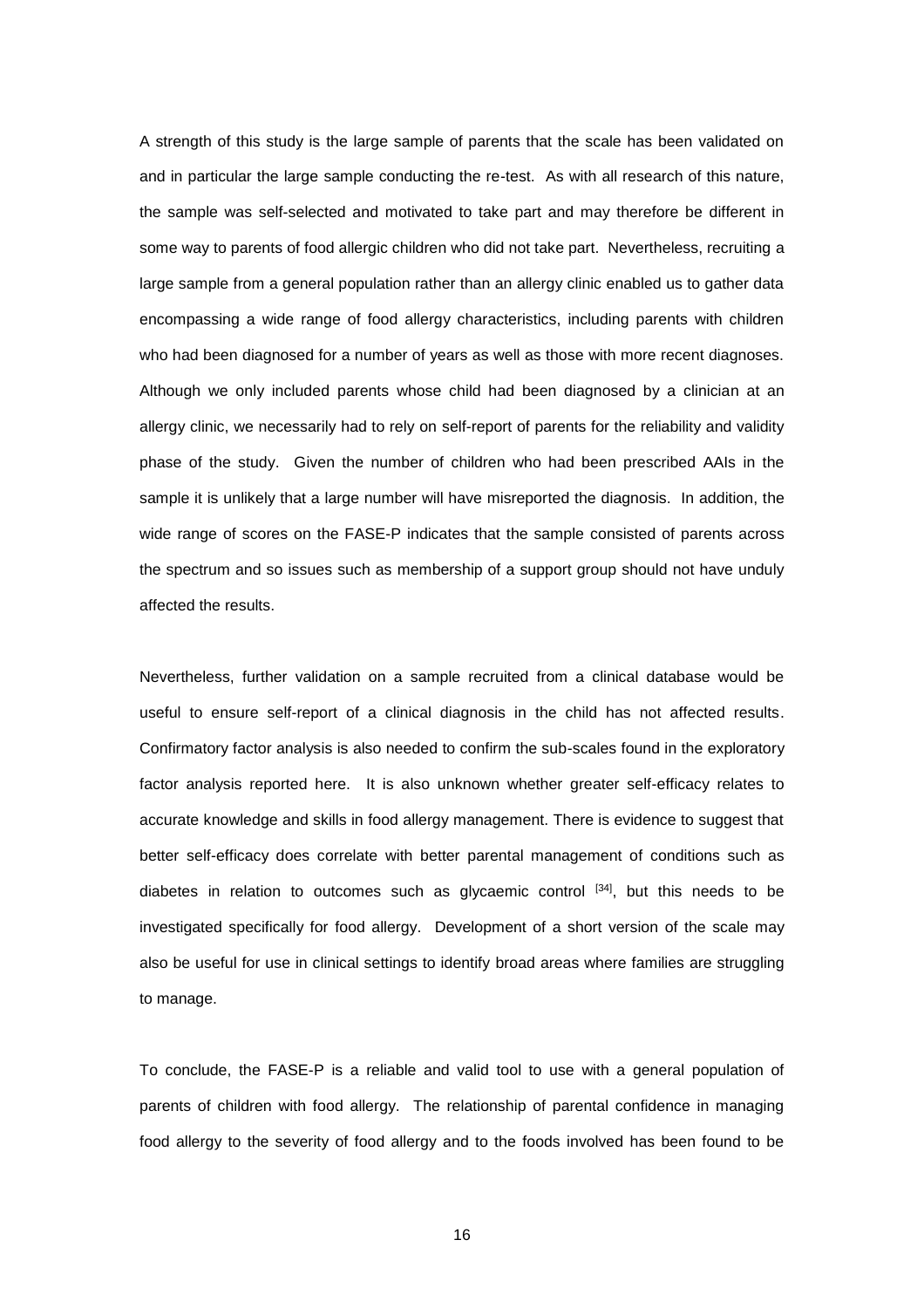A strength of this study is the large sample of parents that the scale has been validated on and in particular the large sample conducting the re-test. As with all research of this nature, the sample was self-selected and motivated to take part and may therefore be different in some way to parents of food allergic children who did not take part. Nevertheless, recruiting a large sample from a general population rather than an allergy clinic enabled us to gather data encompassing a wide range of food allergy characteristics, including parents with children who had been diagnosed for a number of years as well as those with more recent diagnoses. Although we only included parents whose child had been diagnosed by a clinician at an allergy clinic, we necessarily had to rely on self-report of parents for the reliability and validity phase of the study. Given the number of children who had been prescribed AAIs in the sample it is unlikely that a large number will have misreported the diagnosis. In addition, the wide range of scores on the FASE-P indicates that the sample consisted of parents across the spectrum and so issues such as membership of a support group should not have unduly affected the results.

Nevertheless, further validation on a sample recruited from a clinical database would be useful to ensure self-report of a clinical diagnosis in the child has not affected results. Confirmatory factor analysis is also needed to confirm the sub-scales found in the exploratory factor analysis reported here. It is also unknown whether greater self-efficacy relates to accurate knowledge and skills in food allergy management. There is evidence to suggest that better self-efficacy does correlate with better parental management of conditions such as diabetes in relation to outcomes such as glycaemic control [34], but this needs to be investigated specifically for food allergy. Development of a short version of the scale may also be useful for use in clinical settings to identify broad areas where families are struggling to manage.

To conclude, the FASE-P is a reliable and valid tool to use with a general population of parents of children with food allergy. The relationship of parental confidence in managing food allergy to the severity of food allergy and to the foods involved has been found to be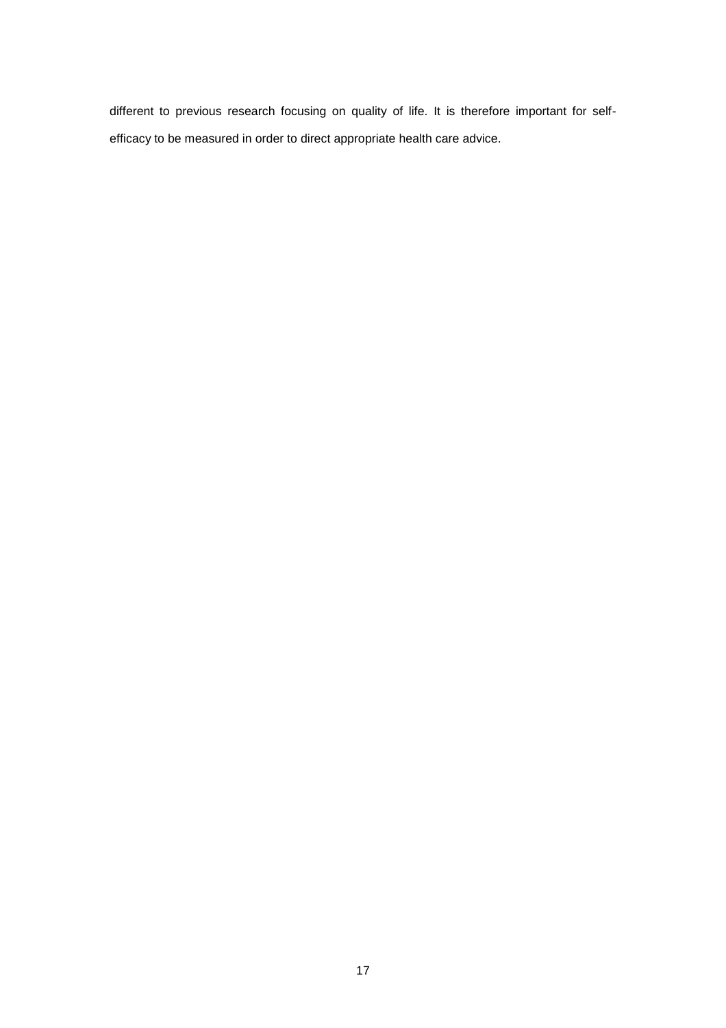different to previous research focusing on quality of life. It is therefore important for self-efficacy to be measured in order to direct appropriate health care advice.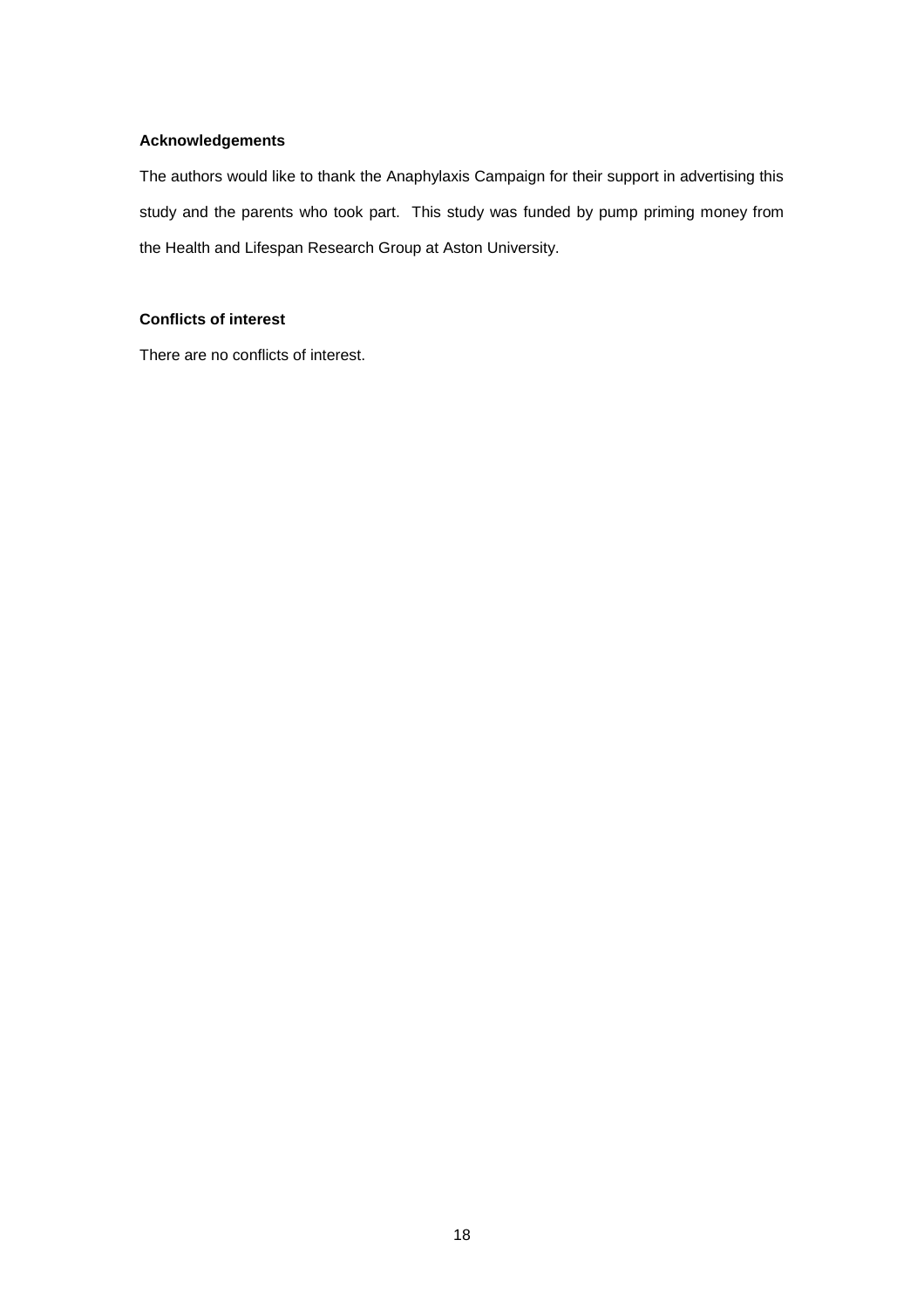**Acknowledgements**

The authors would like to thank the Anaphylaxis Campaign for their support in advertising this study and the parents who took part. This study was funded by pump priming money from the Health and Lifespan Research Group at Aston University.

**Conflicts of interest**

There are no conflicts of interest.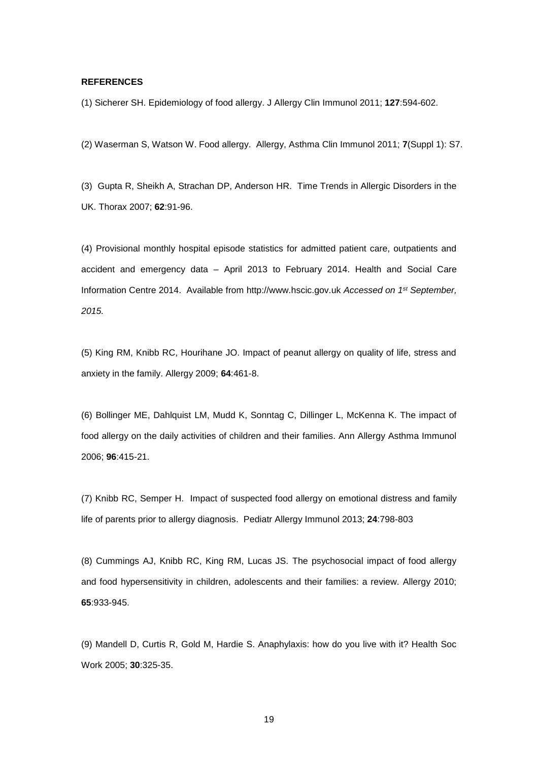**REFERENCES**

(1) Sicherer SH. Epidemiology of food allergy. J Allergy Clin Immunol 2011; **127**:594-602.

(2) Waserman S, Watson W. Food allergy. Allergy, Asthma Clin Immunol 2011; **7**(Suppl 1): S7.

(3) Gupta R, Sheikh A, Strachan DP, Anderson HR. Time Trends in Allergic Disorders in the UK. Thorax 2007; **62**:91-96.

(4) Provisional monthly hospital episode statistics for admitted patient care, outpatients and accident and emergency data – April 2013 to February 2014. Health and Social Care Information Centre 2014. Available from http://www.hscic.gov.uk *Accessed on 1st September, 2015.*

(5) King RM, Knibb RC, Hourihane JO. Impact of peanut allergy on quality of life, stress and anxiety in the family. Allergy 2009; **64**:461-8.

(6) Bollinger ME, Dahlquist LM, Mudd K, Sonntag C, Dillinger L, McKenna K. The impact of food allergy on the daily activities of children and their families. Ann Allergy Asthma Immunol 2006; **96**:415-21.

(7) Knibb RC, Semper H. Impact of suspected food allergy on emotional distress and family life of parents prior to allergy diagnosis. Pediatr Allergy Immunol 2013; **24**:798-803

(8) Cummings AJ, Knibb RC, King RM, Lucas JS. The psychosocial impact of food allergy and food hypersensitivity in children, adolescents and their families: a review. Allergy 2010; **65**:933-945.

(9) Mandell D, Curtis R, Gold M, Hardie S. Anaphylaxis: how do you live with it? Health Soc Work 2005; **30**:325-35.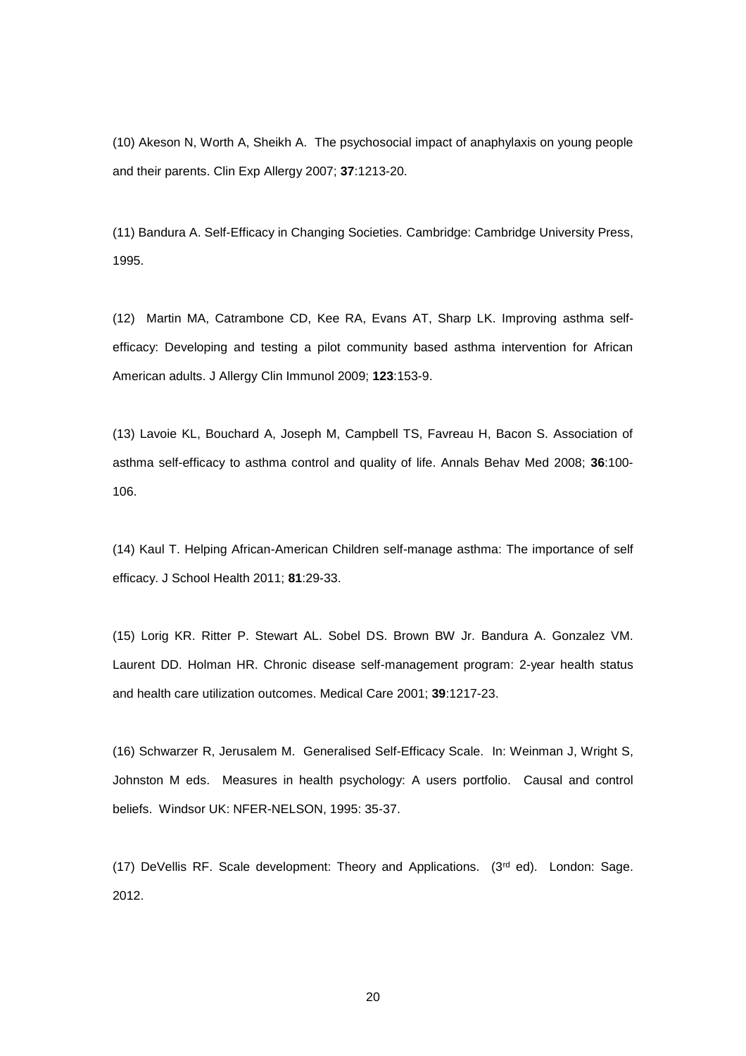(10) Akeson N, Worth A, Sheikh A. The psychosocial impact of anaphylaxis on young people and their parents. Clin Exp Allergy 2007; **37**:1213-20.

(11) Bandura A. Self-Efficacy in Changing Societies. Cambridge: Cambridge University Press, 1995.

(12) Martin MA, Catrambone CD, Kee RA, Evans AT, Sharp LK. Improving asthma self-efficacy: Developing and testing a pilot community based asthma intervention for African American adults. J Allergy Clin Immunol 2009; **123**:153-9.

(13) Lavoie KL, Bouchard A, Joseph M, Campbell TS, Favreau H, Bacon S. Association of asthma self-efficacy to asthma control and quality of life. Annals Behav Med 2008; **36**:100-106.

(14) Kaul T. Helping African-American Children self-manage asthma: The importance of self efficacy. J School Health 2011; **81**:29-33.

(15) Lorig KR. Ritter P. Stewart AL. Sobel DS. Brown BW Jr. Bandura A. Gonzalez VM. Laurent DD. Holman HR. Chronic disease self-management program: 2-year health status and health care utilization outcomes. Medical Care 2001; **39**:1217-23.

(16) Schwarzer R, Jerusalem M. Generalised Self-Efficacy Scale. In: Weinman J, Wright S, Johnston M eds. Measures in health psychology: A users portfolio. Causal and control beliefs. Windsor UK: NFER-NELSON, 1995: 35-37.

(17) DeVellis RF. Scale development: Theory and Applications. (3rd ed). London: Sage. 2012.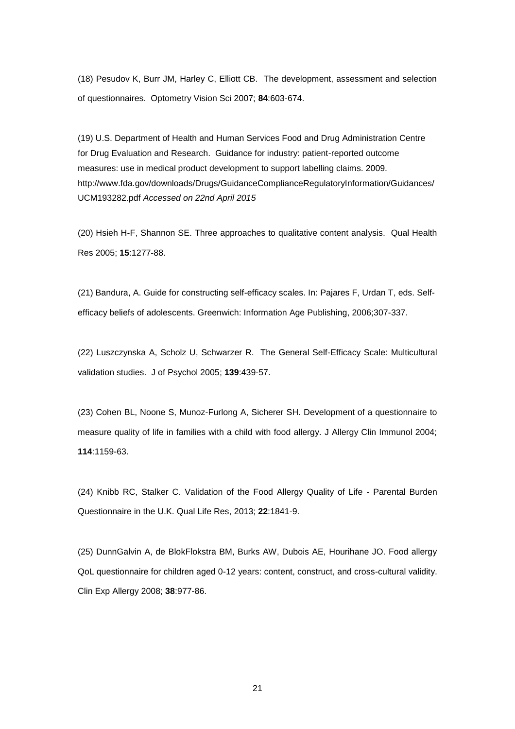(18) Pesudov K, Burr JM, Harley C, Elliott CB. The development, assessment and selection of questionnaires. Optometry Vision Sci 2007; **84**:603-674.

(19) U.S. Department of Health and Human Services Food and Drug Administration Centre for Drug Evaluation and Research. Guidance for industry: patient-reported outcome measures: use in medical product development to support labelling claims. 2009. http://www.fda.gov/downloads/Drugs/GuidanceComplianceRegulatoryInformation/Guidances/UCM193282.pdf *Accessed on 22nd April 2015*

(20) Hsieh H-F, Shannon SE. Three approaches to qualitative content analysis. Qual Health Res 2005; **15**:1277-88.

(21) Bandura, A. Guide for constructing self-efficacy scales. In: Pajares F, Urdan T, eds. Self-efficacy beliefs of adolescents. Greenwich: Information Age Publishing, 2006;307-337.

(22) Luszczynska A, Scholz U, Schwarzer R. The General Self-Efficacy Scale: Multicultural validation studies. J of Psychol 2005; **139**:439-57.

(23) Cohen BL, Noone S, Munoz-Furlong A, Sicherer SH. Development of a questionnaire to measure quality of life in families with a child with food allergy. J Allergy Clin Immunol 2004; **114**:1159-63.

(24) Knibb RC, Stalker C. Validation of the Food Allergy Quality of Life - Parental Burden Questionnaire in the U.K. Qual Life Res, 2013; **22**:1841-9.

(25) DunnGalvin A, de BlokFlokstra BM, Burks AW, Dubois AE, Hourihane JO. Food allergy QoL questionnaire for children aged 0-12 years: content, construct, and cross-cultural validity. Clin Exp Allergy 2008; **38**:977-86.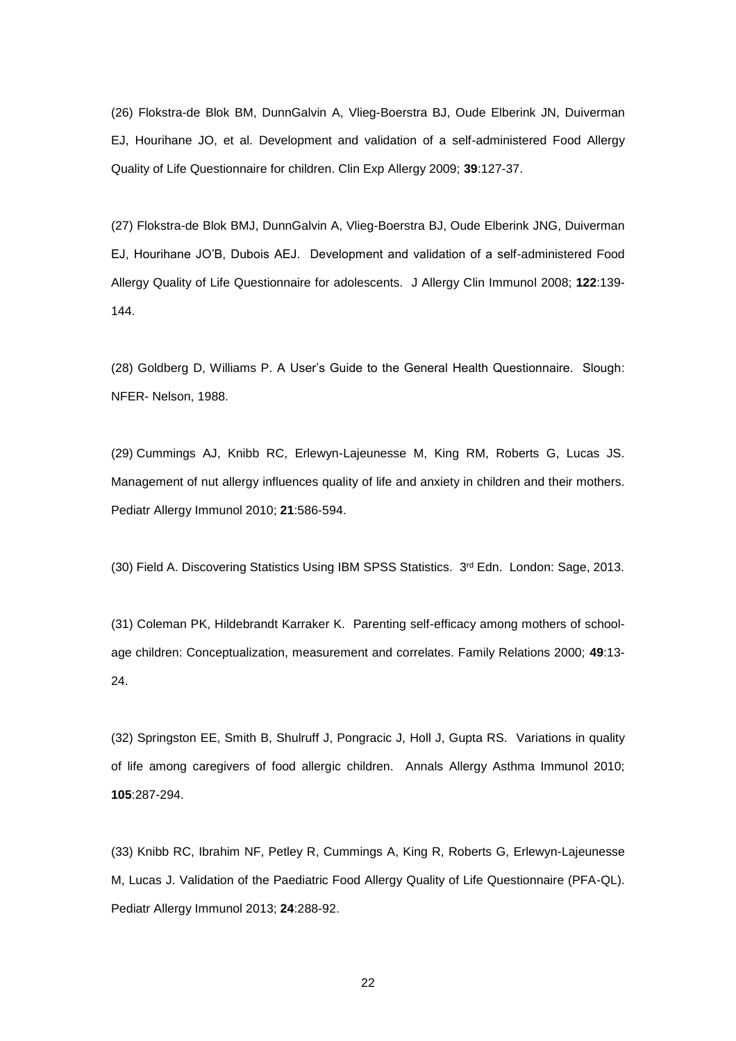(26) Flokstra-de Blok BM, DunnGalvin A, Vlieg-Boerstra BJ, Oude Elberink JN, Duiverman EJ, Hourihane JO, et al. Development and validation of a self-administered Food Allergy Quality of Life Questionnaire for children. Clin Exp Allergy 2009; **39**:127-37.

(27) Flokstra-de Blok BMJ, DunnGalvin A, Vlieg-Boerstra BJ, Oude Elberink JNG, Duiverman EJ, Hourihane JO'B, Dubois AEJ. Development and validation of a self-administered Food Allergy Quality of Life Questionnaire for adolescents. J Allergy Clin Immunol 2008; **122**:139-144.

(28) Goldberg D, Williams P. A User's Guide to the General Health Questionnaire. Slough: NFER- Nelson, 1988.

(29) Cummings AJ, Knibb RC, Erlewyn-Lajeunesse M, King RM, Roberts G, Lucas JS. Management of nut allergy influences quality of life and anxiety in children and their mothers. Pediatr Allergy Immunol 2010; **21**:586-594.

(30) Field A. Discovering Statistics Using IBM SPSS Statistics. 3rd Edn. London: Sage, 2013.

(31) Coleman PK, Hildebrandt Karraker K. Parenting self-efficacy among mothers of school-age children: Conceptualization, measurement and correlates. Family Relations 2000; **49**:13-24.

(32) Springston EE, Smith B, Shulruff J, Pongracic J, Holl J, Gupta RS. Variations in quality of life among caregivers of food allergic children. Annals Allergy Asthma Immunol 2010; **105**:287-294.

(33) Knibb RC, Ibrahim NF, Petley R, Cummings A, King R, Roberts G, Erlewyn-Lajeunesse M, Lucas J. Validation of the Paediatric Food Allergy Quality of Life Questionnaire (PFA-QL). Pediatr Allergy Immunol 2013; **24**:288-92.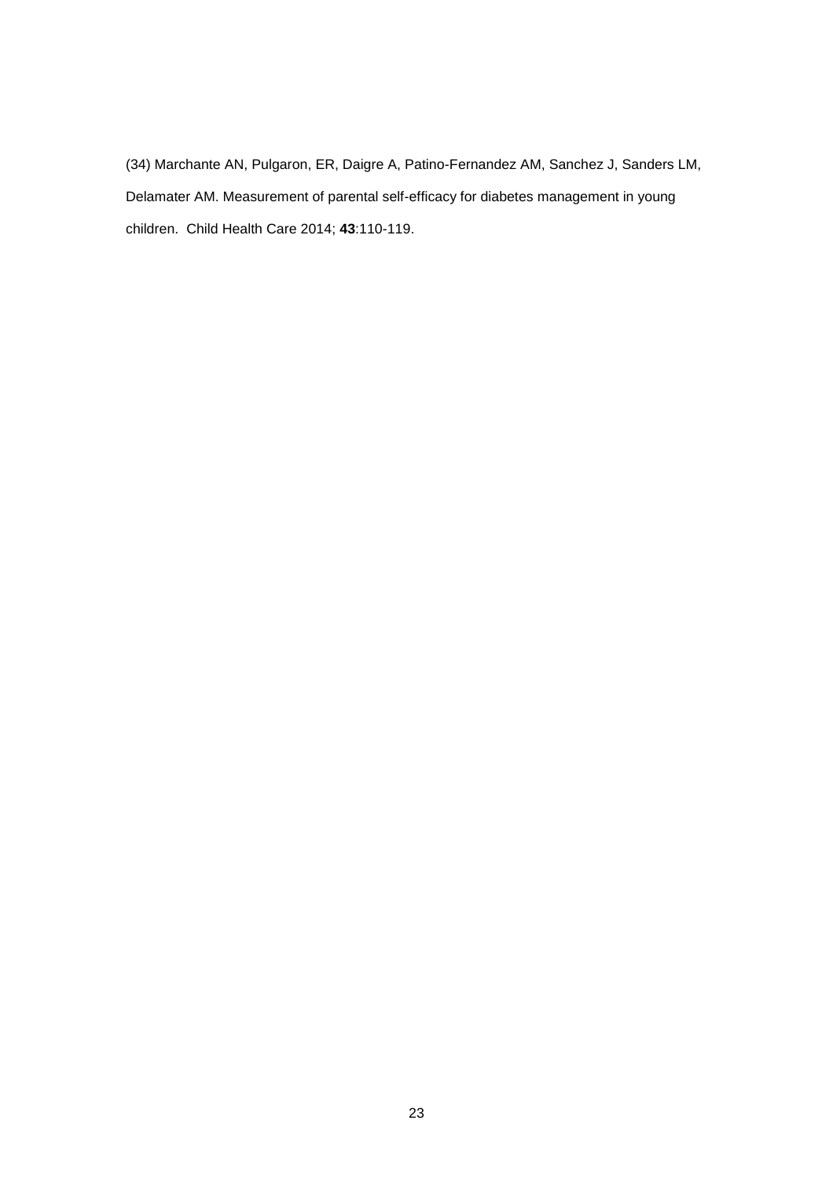(34) Marchante AN, Pulgaron, ER, Daigre A, Patino-Fernandez AM, Sanchez J, Sanders LM, Delamater AM. Measurement of parental self-efficacy for diabetes management in young children. Child Health Care 2014; **43**:110-119.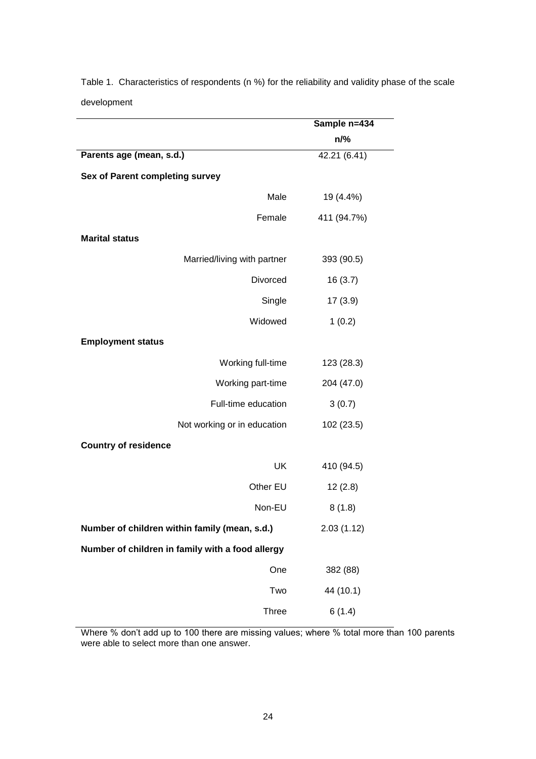Table 1. Characteristics of respondents (n %) for the reliability and validity phase of the scale development

| | Sample n=434 |
|---|---|
| | n/% |
| **Parents age (mean, s.d.)** | 42.21 (6.41) |
| **Sex of Parent completing survey** | |
| Male | 19 (4.4%) |
| Female | 411 (94.7%) |
| **Marital status** | |
| Married/living with partner | 393 (90.5) |
| Divorced | 16 (3.7) |
| Single | 17 (3.9) |
| Widowed | 1 (0.2) |
| **Employment status** | |
| Working full-time | 123 (28.3) |
| Working part-time | 204 (47.0) |
| Full-time education | 3 (0.7) |
| Not working or in education | 102 (23.5) |
| **Country of residence** | |
| UK | 410 (94.5) |
| Other EU | 12 (2.8) |
| Non-EU | 8 (1.8) |
| **Number of children within family (mean, s.d.)** | 2.03 (1.12) |
| **Number of children in family with a food allergy** | |
| One | 382 (88) |
| Two | 44 (10.1) |
| Three | 6 (1.4) |

Where % don't add up to 100 there are missing values; where % total more than 100 parents were able to select more than one answer.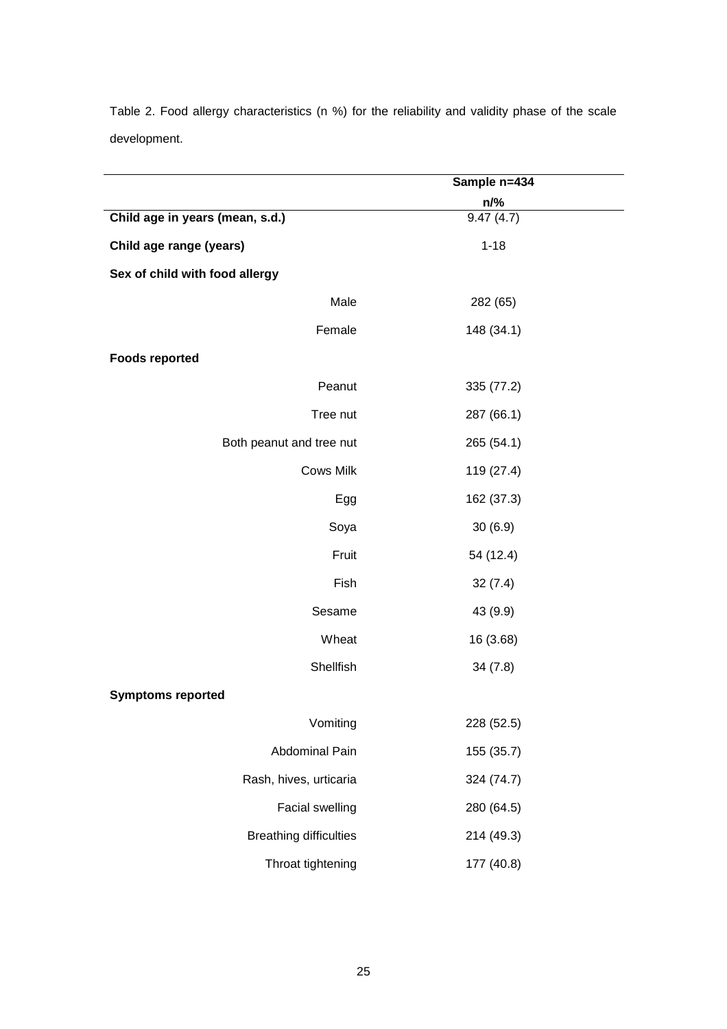Table 2. Food allergy characteristics (n %) for the reliability and validity phase of the scale development.

| | Sample n=434 |
|---|---|
| | **n/%** |
| **Child age in years (mean, s.d.)** | 9.47 (4.7) |
| **Child age range (years)** | 1-18 |
| **Sex of child with food allergy** | |
| Male | 282 (65) |
| Female | 148 (34.1) |
| **Foods reported** | |
| Peanut | 335 (77.2) |
| Tree nut | 287 (66.1) |
| Both peanut and tree nut | 265 (54.1) |
| Cows Milk | 119 (27.4) |
| Egg | 162 (37.3) |
| Soya | 30 (6.9) |
| Fruit | 54 (12.4) |
| Fish | 32 (7.4) |
| Sesame | 43 (9.9) |
| Wheat | 16 (3.68) |
| Shellfish | 34 (7.8) |
| **Symptoms reported** | |
| Vomiting | 228 (52.5) |
| Abdominal Pain | 155 (35.7) |
| Rash, hives, urticaria | 324 (74.7) |
| Facial swelling | 280 (64.5) |
| Breathing difficulties | 214 (49.3) |
| Throat tightening | 177 (40.8) |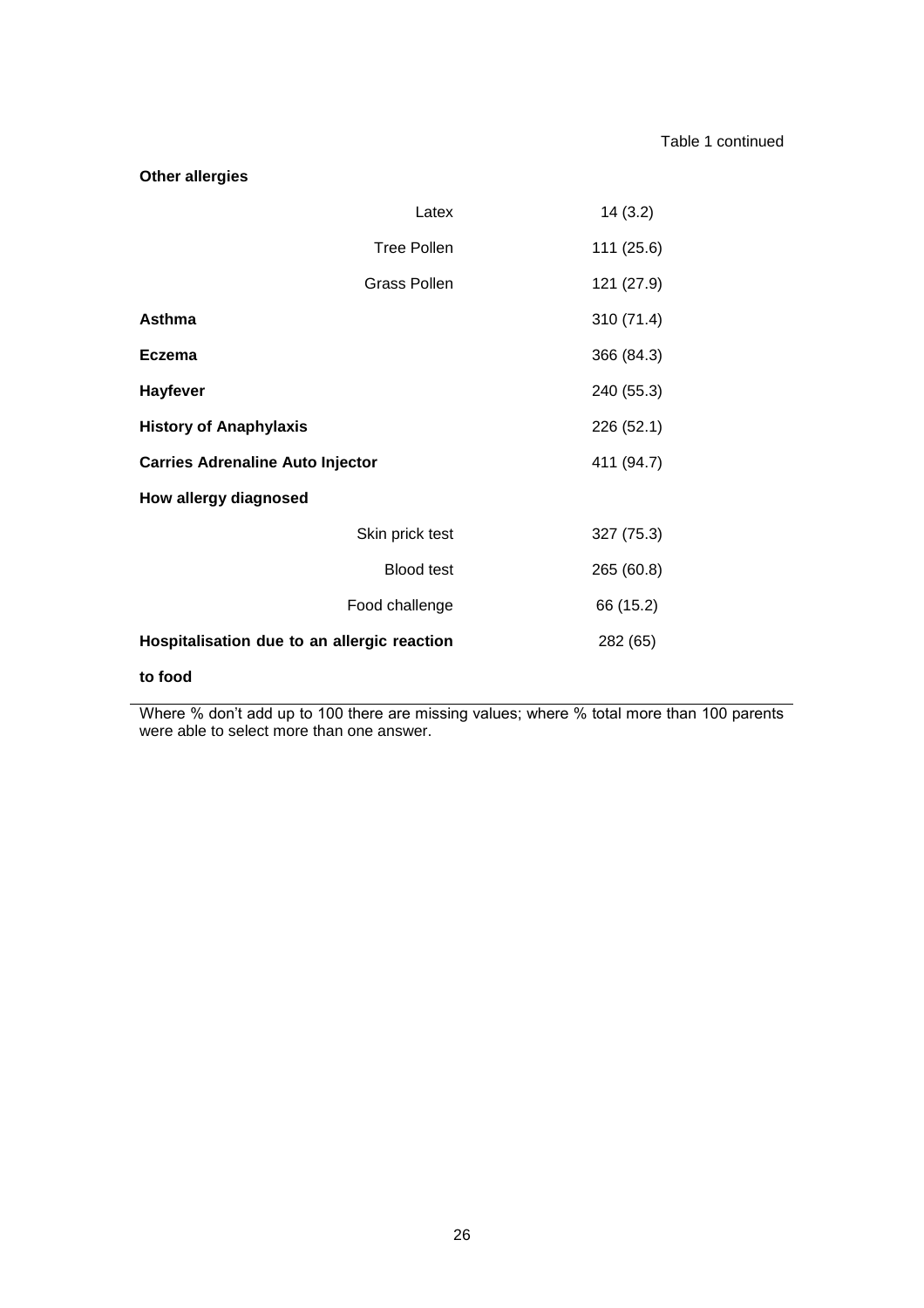Table 1 continued

| | |
|---|---|
| **Other allergies** | |
| Latex | 14 (3.2) |
| Tree Pollen | 111 (25.6) |
| Grass Pollen | 121 (27.9) |
| **Asthma** | 310 (71.4) |
| **Eczema** | 366 (84.3) |
| **Hayfever** | 240 (55.3) |
| **History of Anaphylaxis** | 226 (52.1) |
| **Carries Adrenaline Auto Injector** | 411 (94.7) |
| **How allergy diagnosed** | |
| Skin prick test | 327 (75.3) |
| Blood test | 265 (60.8) |
| Food challenge | 66 (15.2) |
| **Hospitalisation due to an allergic reaction to food** | 282 (65) |

Where % don't add up to 100 there are missing values; where % total more than 100 parents were able to select more than one answer.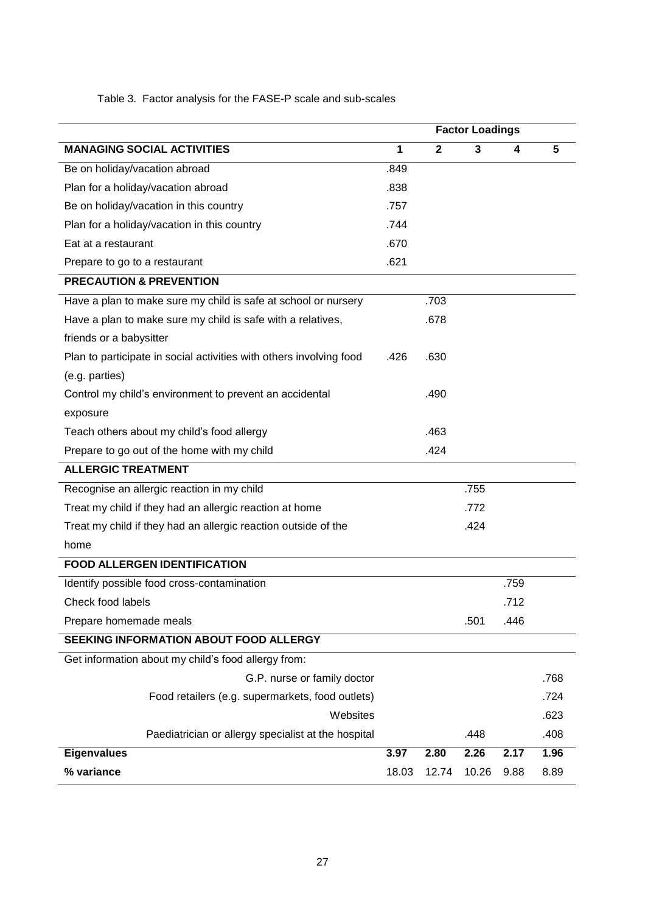Table 3. Factor analysis for the FASE-P scale and sub-scales

| | Factor Loadings | | | | |
|---|---|---|---|---|---|
| **MANAGING SOCIAL ACTIVITIES** | **1** | **2** | **3** | **4** | **5** |
| Be on holiday/vacation abroad | .849 | | | | |
| Plan for a holiday/vacation abroad | .838 | | | | |
| Be on holiday/vacation in this country | .757 | | | | |
| Plan for a holiday/vacation in this country | .744 | | | | |
| Eat at a restaurant | .670 | | | | |
| Prepare to go to a restaurant | .621 | | | | |
| **PRECAUTION & PREVENTION** | | | | | |
| Have a plan to make sure my child is safe at school or nursery | | .703 | | | |
| Have a plan to make sure my child is safe with a relatives, friends or a babysitter | | .678 | | | |
| Plan to participate in social activities with others involving food (e.g. parties) | .426 | .630 | | | |
| Control my child's environment to prevent an accidental exposure | | .490 | | | |
| Teach others about my child's food allergy | | .463 | | | |
| Prepare to go out of the home with my child | | .424 | | | |
| **ALLERGIC TREATMENT** | | | | | |
| Recognise an allergic reaction in my child | | | .755 | | |
| Treat my child if they had an allergic reaction at home | | | .772 | | |
| Treat my child if they had an allergic reaction outside of the home | | | .424 | | |
| **FOOD ALLERGEN IDENTIFICATION** | | | | | |
| Identify possible food cross-contamination | | | | .759 | |
| Check food labels | | | | .712 | |
| Prepare homemade meals | | | .501 | .446 | |
| **SEEKING INFORMATION ABOUT FOOD ALLERGY** | | | | | |
| Get information about my child's food allergy from: | | | | | |
| G.P. nurse or family doctor | | | | | .768 |
| Food retailers (e.g. supermarkets, food outlets) | | | | | .724 |
| Websites | | | | | .623 |
| Paediatrician or allergy specialist at the hospital | | | .448 | | .408 |
| **Eigenvalues** | **3.97** | **2.80** | **2.26** | **2.17** | **1.96** |
| **% variance** | 18.03 | 12.74 | 10.26 | 9.88 | 8.89 |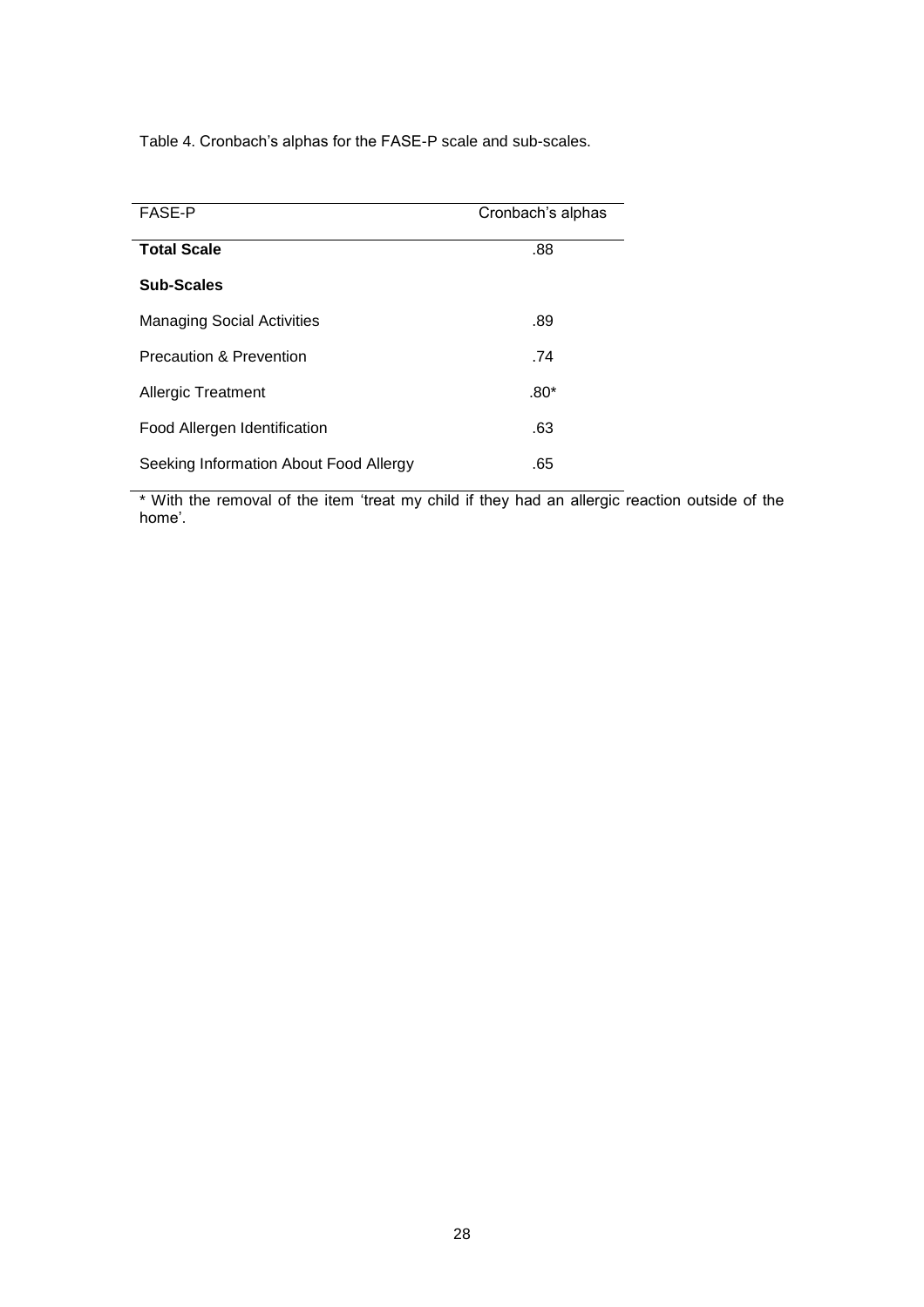Table 4. Cronbach's alphas for the FASE-P scale and sub-scales.

| FASE-P | Cronbach's alphas |
| --- | --- |
| **Total Scale** | .88 |
| **Sub-Scales** | |
| Managing Social Activities | .89 |
| Precaution & Prevention | .74 |
| Allergic Treatment | .80* |
| Food Allergen Identification | .63 |
| Seeking Information About Food Allergy | .65 |

* With the removal of the item 'treat my child if they had an allergic reaction outside of the home'.